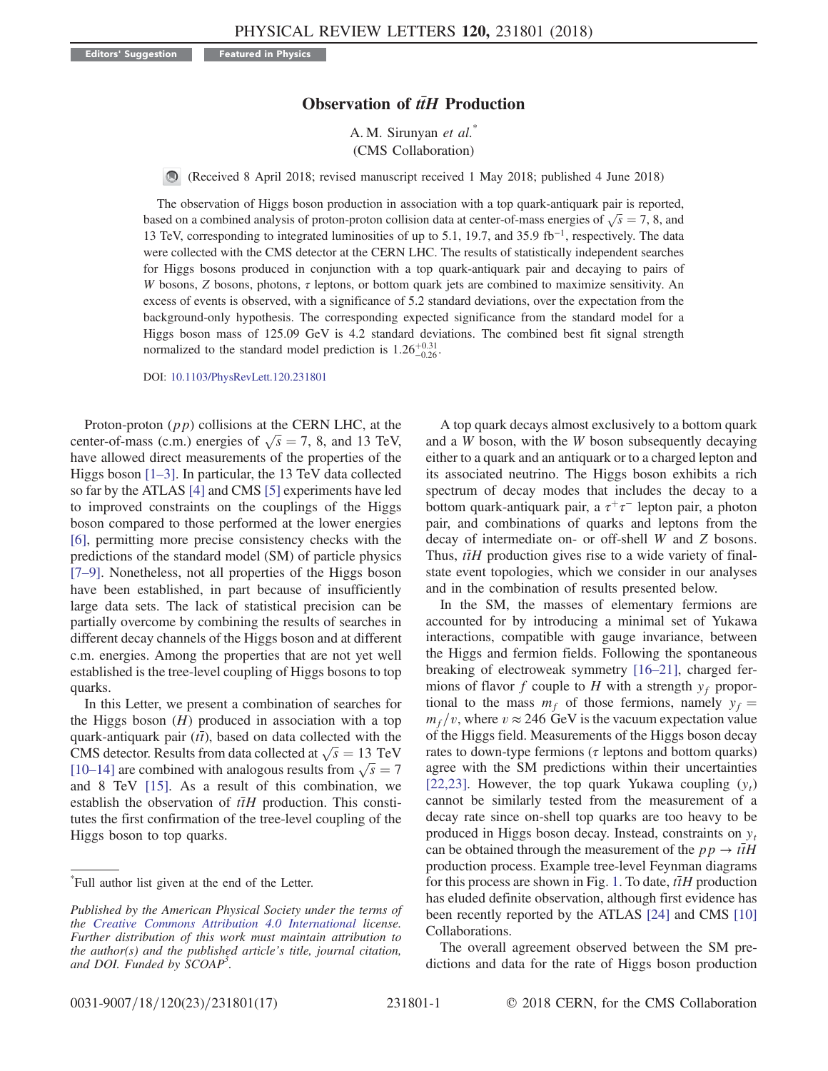Editors' Suggestion    Featured in Physics

# Observation of $t\bar{t}H$ Production

A. M. Sirunyan *et al.*[*]
(CMS Collaboration)

(Received 8 April 2018; revised manuscript received 1 May 2018; published 4 June 2018)

The observation of Higgs boson production in association with a top quark-antiquark pair is reported, based on a combined analysis of proton-proton collision data at center-of-mass energies of $\sqrt{s} = 7$, 8, and 13 TeV, corresponding to integrated luminosities of up to 5.1, 19.7, and 35.9 $\mathrm{fb}^{-1}$, respectively. The data were collected with the CMS detector at the CERN LHC. The results of statistically independent searches for Higgs bosons produced in conjunction with a top quark-antiquark pair and decaying to pairs of $W$ bosons, $Z$ bosons, photons, $\tau$ leptons, or bottom quark jets are combined to maximize sensitivity. An excess of events is observed, with a significance of 5.2 standard deviations, over the expectation from the background-only hypothesis. The corresponding expected significance from the standard model for a Higgs boson mass of 125.09 GeV is 4.2 standard deviations. The combined best fit signal strength normalized to the standard model prediction is $1.26^{+0.31}_{-0.26}$.

DOI: 10.1103/PhysRevLett.120.231801

Proton-proton ($pp$) collisions at the CERN LHC, at the center-of-mass (c.m.) energies of $\sqrt{s} = 7$, 8, and 13 TeV, have allowed direct measurements of the properties of the Higgs boson [1–3]. In particular, the 13 TeV data collected so far by the ATLAS [4] and CMS [5] experiments have led to improved constraints on the couplings of the Higgs boson compared to those performed at the lower energies [6], permitting more precise consistency checks with the predictions of the standard model (SM) of particle physics [7–9]. Nonetheless, not all properties of the Higgs boson have been established, in part because of insufficiently large data sets. The lack of statistical precision can be partially overcome by combining the results of searches in different decay channels of the Higgs boson and at different c.m. energies. Among the properties that are not yet well established is the tree-level coupling of Higgs bosons to top quarks.

In this Letter, we present a combination of searches for the Higgs boson ($H$) produced in association with a top quark-antiquark pair ($t\bar{t}$), based on data collected with the CMS detector. Results from data collected at $\sqrt{s} = 13$ TeV [10–14] are combined with analogous results from $\sqrt{s} = 7$ and 8 TeV [15]. As a result of this combination, we establish the observation of $t\bar{t}H$ production. This constitutes the first confirmation of the tree-level coupling of the Higgs boson to top quarks.

A top quark decays almost exclusively to a bottom quark and a $W$ boson, with the $W$ boson subsequently decaying either to a quark and an antiquark or to a charged lepton and its associated neutrino. The Higgs boson exhibits a rich spectrum of decay modes that includes the decay to a bottom quark-antiquark pair, a $\tau^+\tau^-$ lepton pair, a photon pair, and combinations of quarks and leptons from the decay of intermediate on- or off-shell $W$ and $Z$ bosons. Thus, $t\bar{t}H$ production gives rise to a wide variety of final-state event topologies, which we consider in our analyses and in the combination of results presented below.

In the SM, the masses of elementary fermions are accounted for by introducing a minimal set of Yukawa interactions, compatible with gauge invariance, between the Higgs and fermion fields. Following the spontaneous breaking of electroweak symmetry [16–21], charged fermions of flavor $f$ couple to $H$ with a strength $y_f$ proportional to the mass $m_f$ of those fermions, namely $y_f = m_f/v$, where $v \approx 246$ GeV is the vacuum expectation value of the Higgs field. Measurements of the Higgs boson decay rates to down-type fermions ($\tau$ leptons and bottom quarks) agree with the SM predictions within their uncertainties [22,23]. However, the top quark Yukawa coupling ($y_t$) cannot be similarly tested from the measurement of a decay rate since on-shell top quarks are too heavy to be produced in Higgs boson decay. Instead, constraints on $y_t$ can be obtained through the measurement of the $pp \to t\bar{t}H$ production process. Example tree-level Feynman diagrams for this process are shown in Fig. 1. To date, $t\bar{t}H$ production has eluded definite observation, although first evidence has been recently reported by the ATLAS [24] and CMS [10] Collaborations.

The overall agreement observed between the SM predictions and data for the rate of Higgs boson production

---

[*]Full author list given at the end of the Letter.

*Published by the American Physical Society under the terms of the Creative Commons Attribution 4.0 International license. Further distribution of this work must maintain attribution to the author(s) and the published article's title, journal citation, and DOI. Funded by SCOAP[3].*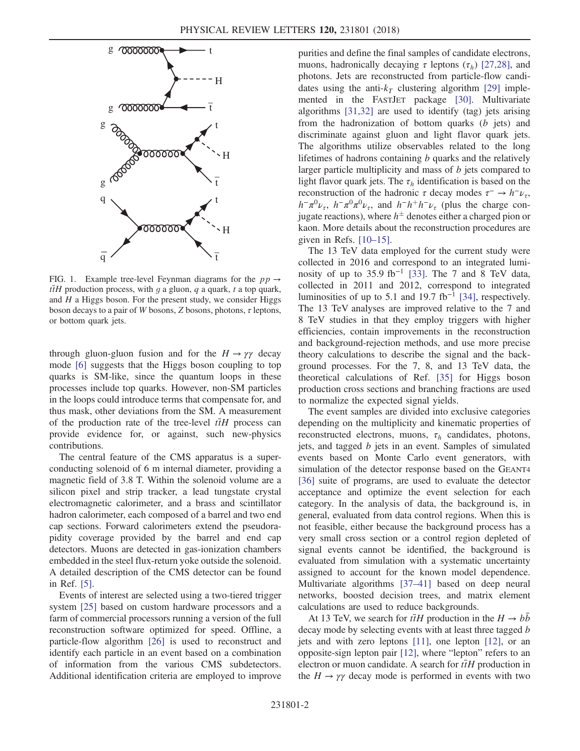FIG. 1. Example tree-level Feynman diagrams for the $pp \rightarrow t\bar{t}H$ production process, with $g$ a gluon, $q$ a quark, $t$ a top quark, and $H$ a Higgs boson. For the present study, we consider Higgs boson decays to a pair of $W$ bosons, $Z$ bosons, photons, $\tau$ leptons, or bottom quark jets.

through gluon-gluon fusion and for the $H \rightarrow \gamma\gamma$ decay mode [6] suggests that the Higgs boson coupling to top quarks is SM-like, since the quantum loops in these processes include top quarks. However, non-SM particles in the loops could introduce terms that compensate for, and thus mask, other deviations from the SM. A measurement of the production rate of the tree-level $t\bar{t}H$ process can provide evidence for, or against, such new-physics contributions.

The central feature of the CMS apparatus is a superconducting solenoid of 6 m internal diameter, providing a magnetic field of 3.8 T. Within the solenoid volume are a silicon pixel and strip tracker, a lead tungstate crystal electromagnetic calorimeter, and a brass and scintillator hadron calorimeter, each composed of a barrel and two end cap sections. Forward calorimeters extend the pseudorapidity coverage provided by the barrel and end cap detectors. Muons are detected in gas-ionization chambers embedded in the steel flux-return yoke outside the solenoid. A detailed description of the CMS detector can be found in Ref. [5].

Events of interest are selected using a two-tiered trigger system [25] based on custom hardware processors and a farm of commercial processors running a version of the full reconstruction software optimized for speed. Offline, a particle-flow algorithm [26] is used to reconstruct and identify each particle in an event based on a combination of information from the various CMS subdetectors. Additional identification criteria are employed to improve purities and define the final samples of candidate electrons, muons, hadronically decaying $\tau$ leptons ($\tau_h$) [27,28], and photons. Jets are reconstructed from particle-flow candidates using the anti-$k_T$ clustering algorithm [29] implemented in the FastJet package [30]. Multivariate algorithms [31,32] are used to identify (tag) jets arising from the hadronization of bottom quarks ($b$ jets) and discriminate against gluon and light flavor quark jets. The algorithms utilize observables related to the long lifetimes of hadrons containing $b$ quarks and the relatively larger particle multiplicity and mass of $b$ jets compared to light flavor quark jets. The $\tau_h$ identification is based on the reconstruction of the hadronic $\tau$ decay modes $\tau^- \rightarrow h^-\nu_\tau$, $h^-\pi^0\nu_\tau$, $h^-\pi^0\pi^0\nu_\tau$, and $h^-h^+h^-\nu_\tau$ (plus the charge conjugate reactions), where $h^\pm$ denotes either a charged pion or kaon. More details about the reconstruction procedures are given in Refs. [10–15].

The 13 TeV data employed for the current study were collected in 2016 and correspond to an integrated luminosity of up to 35.9 fb$^{-1}$ [33]. The 7 and 8 TeV data, collected in 2011 and 2012, correspond to integrated luminosities of up to 5.1 and 19.7 fb$^{-1}$ [34], respectively. The 13 TeV analyses are improved relative to the 7 and 8 TeV studies in that they employ triggers with higher efficiencies, contain improvements in the reconstruction and background-rejection methods, and use more precise theory calculations to describe the signal and the background processes. For the 7, 8, and 13 TeV data, the theoretical calculations of Ref. [35] for Higgs boson production cross sections and branching fractions are used to normalize the expected signal yields.

The event samples are divided into exclusive categories depending on the multiplicity and kinematic properties of reconstructed electrons, muons, $\tau_h$ candidates, photons, jets, and tagged $b$ jets in an event. Samples of simulated events based on Monte Carlo event generators, with simulation of the detector response based on the Geant4 [36] suite of programs, are used to evaluate the detector acceptance and optimize the event selection for each category. In the analysis of data, the background is, in general, evaluated from data control regions. When this is not feasible, either because the background process has a very small cross section or a control region depleted of signal events cannot be identified, the background is evaluated from simulation with a systematic uncertainty assigned to account for the known model dependence. Multivariate algorithms [37–41] based on deep neural networks, boosted decision trees, and matrix element calculations are used to reduce backgrounds.

At 13 TeV, we search for $t\bar{t}H$ production in the $H \rightarrow b\bar{b}$ decay mode by selecting events with at least three tagged $b$ jets and with zero leptons [11], one lepton [12], or an opposite-sign lepton pair [12], where "lepton" refers to an electron or muon candidate. A search for $t\bar{t}H$ production in the $H \rightarrow \gamma\gamma$ decay mode is performed in events with two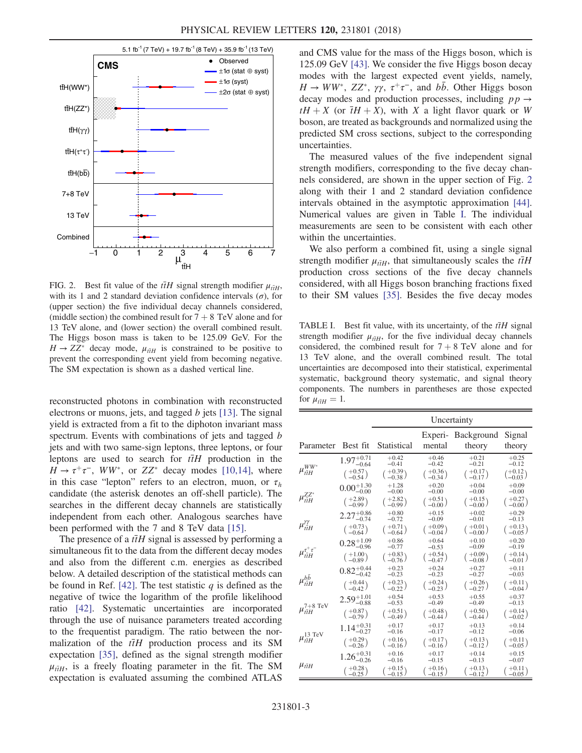FIG. 2. Best fit value of the $t\bar{t}H$ signal strength modifier $\mu_{t\bar{t}H}$, with its 1 and 2 standard deviation confidence intervals ($\sigma$), for (upper section) the five individual decay channels considered, (middle section) the combined result for 7 + 8 TeV alone and for 13 TeV alone, and (lower section) the overall combined result. The Higgs boson mass is taken to be 125.09 GeV. For the $H \to ZZ^*$ decay mode, $\mu_{t\bar{t}H}$ is constrained to be positive to prevent the corresponding event yield from becoming negative. The SM expectation is shown as a dashed vertical line.

reconstructed photons in combination with reconstructed electrons or muons, jets, and tagged $b$ jets [13]. The signal yield is extracted from a fit to the diphoton invariant mass spectrum. Events with combinations of jets and tagged $b$ jets and with two same-sign leptons, three leptons, or four leptons are used to search for $t\bar{t}H$ production in the $H \to \tau^+\tau^-$, $WW^*$, or $ZZ^*$ decay modes [10,14], where in this case "lepton" refers to an electron, muon, or $\tau_h$ candidate (the asterisk denotes an off-shell particle). The searches in the different decay channels are statistically independent from each other. Analogous searches have been performed with the 7 and 8 TeV data [15].

The presence of a $t\bar{t}H$ signal is assessed by performing a simultaneous fit to the data from the different decay modes and also from the different c.m. energies as described below. A detailed description of the statistical methods can be found in Ref. [42]. The test statistic $q$ is defined as the negative of twice the logarithm of the profile likelihood ratio [42]. Systematic uncertainties are incorporated through the use of nuisance parameters treated according to the frequentist paradigm. The ratio between the normalization of the $t\bar{t}H$ production process and its SM expectation [35], defined as the signal strength modifier $\mu_{t\bar{t}H}$, is a freely floating parameter in the fit. The SM expectation is evaluated assuming the combined ATLAS and CMS value for the mass of the Higgs boson, which is 125.09 GeV [43]. We consider the five Higgs boson decay modes with the largest expected event yields, namely, $H \to WW^*$, $ZZ^*$, $\gamma\gamma$, $\tau^+\tau^-$, and $b\bar{b}$. Other Higgs boson decay modes and production processes, including $pp \to tH + X$ (or $\bar{t}H + X$), with $X$ a light flavor quark or $W$ boson, are treated as backgrounds and normalized using the predicted SM cross sections, subject to the corresponding uncertainties.

The measured values of the five independent signal strength modifiers, corresponding to the five decay channels considered, are shown in the upper section of Fig. 2 along with their 1 and 2 standard deviation confidence intervals obtained in the asymptotic approximation [44]. Numerical values are given in Table I. The individual measurements are seen to be consistent with each other within the uncertainties.

We also perform a combined fit, using a single signal strength modifier $\mu_{t\bar{t}H}$, that simultaneously scales the $t\bar{t}H$ production cross sections of the five decay channels considered, with all Higgs boson branching fractions fixed to their SM values [35]. Besides the five decay modes

TABLE I. Best fit value, with its uncertainty, of the $t\bar{t}H$ signal strength modifier $\mu_{t\bar{t}H}$, for the five individual decay channels considered, the combined result for 7 + 8 TeV alone and for 13 TeV alone, and the overall combined result. The total uncertainties are decomposed into their statistical, experimental systematic, background theory systematic, and signal theory components. The numbers in parentheses are those expected for $\mu_{t\bar{t}H} = 1$.

| Parameter | Best fit | Uncertainty | | | |
|---|---|---|---|---|---|
| | | Statistical | Experimental | Background theory | Signal theory |
| $\mu^{WW^*}_{t\bar{t}H}$ | $1.97^{+0.71}_{-0.64}$ | $^{+0.42}_{-0.41}$ | $^{+0.46}_{-0.42}$ | $^{+0.21}_{-0.21}$ | $^{+0.25}_{-0.12}$ |
| | $\left(^{+0.57}_{-0.54}\right)$ | $\left(^{+0.39}_{-0.38}\right)$ | $\left(^{+0.36}_{-0.34}\right)$ | $\left(^{+0.17}_{-0.17}\right)$ | $\left(^{+0.12}_{-0.03}\right)$ |
| $\mu^{ZZ^*}_{t\bar{t}H}$ | $0.00^{+1.30}_{-0.00}$ | $^{+1.28}_{-0.00}$ | $^{+0.20}_{-0.00}$ | $^{+0.04}_{-0.00}$ | $^{+0.09}_{-0.00}$ |
| | $\left(^{+2.89}_{-0.99}\right)$ | $\left(^{+2.82}_{-0.99}\right)$ | $\left(^{+0.51}_{-0.00}\right)$ | $\left(^{+0.15}_{-0.00}\right)$ | $\left(^{+0.27}_{-0.00}\right)$ |
| $\mu^{\gamma\gamma}_{t\bar{t}H}$ | $2.27^{+0.86}_{-0.74}$ | $^{+0.80}_{-0.72}$ | $^{+0.15}_{-0.09}$ | $^{+0.02}_{-0.01}$ | $^{+0.29}_{-0.13}$ |
| | $\left(^{+0.73}_{-0.64}\right)$ | $\left(^{+0.71}_{-0.64}\right)$ | $\left(^{+0.09}_{-0.04}\right)$ | $\left(^{+0.01}_{-0.00}\right)$ | $\left(^{+0.13}_{-0.05}\right)$ |
| $\mu^{\tau^+\tau^-}_{t\bar{t}H}$ | $0.28^{+1.09}_{-0.96}$ | $^{+0.86}_{-0.77}$ | $^{+0.64}_{-0.53}$ | $^{+0.10}_{-0.09}$ | $^{+0.20}_{-0.19}$ |
| | $\left(^{+1.00}_{-0.89}\right)$ | $\left(^{+0.83}_{-0.76}\right)$ | $\left(^{+0.54}_{-0.47}\right)$ | $\left(^{+0.09}_{-0.08}\right)$ | $\left(^{+0.14}_{-0.01}\right)$ |
| $\mu^{b\bar{b}}_{t\bar{t}H}$ | $0.82^{+0.44}_{-0.42}$ | $^{+0.23}_{-0.23}$ | $^{+0.24}_{-0.23}$ | $^{+0.27}_{-0.27}$ | $^{+0.11}_{-0.03}$ |
| | $\left(^{+0.44}_{-0.42}\right)$ | $\left(^{+0.23}_{-0.22}\right)$ | $\left(^{+0.24}_{-0.23}\right)$ | $\left(^{+0.26}_{-0.27}\right)$ | $\left(^{+0.11}_{-0.04}\right)$ |
| $\mu^{7+8\text{ TeV}}_{t\bar{t}H}$ | $2.59^{+1.01}_{-0.88}$ | $^{+0.54}_{-0.53}$ | $^{+0.53}_{-0.49}$ | $^{+0.55}_{-0.49}$ | $^{+0.37}_{-0.13}$ |
| | $\left(^{+0.87}_{-0.79}\right)$ | $\left(^{+0.51}_{-0.49}\right)$ | $\left(^{+0.48}_{-0.44}\right)$ | $\left(^{+0.50}_{-0.44}\right)$ | $\left(^{+0.14}_{-0.02}\right)$ |
| $\mu^{13\text{ TeV}}_{t\bar{t}H}$ | $1.14^{+0.31}_{-0.27}$ | $^{+0.17}_{-0.16}$ | $^{+0.17}_{-0.17}$ | $^{+0.13}_{-0.12}$ | $^{+0.14}_{-0.06}$ |
| | $\left(^{+0.29}_{-0.26}\right)$ | $\left(^{+0.16}_{-0.16}\right)$ | $\left(^{+0.17}_{-0.16}\right)$ | $\left(^{+0.13}_{-0.12}\right)$ | $\left(^{+0.11}_{-0.05}\right)$ |
| $\mu_{t\bar{t}H}$ | $1.26^{+0.31}_{-0.26}$ | $^{+0.16}_{-0.16}$ | $^{+0.17}_{-0.15}$ | $^{+0.14}_{-0.13}$ | $^{+0.15}_{-0.07}$ |
| | $\left(^{+0.28}_{-0.25}\right)$ | $\left(^{+0.15}_{-0.15}\right)$ | $\left(^{+0.16}_{-0.15}\right)$ | $\left(^{+0.13}_{-0.12}\right)$ | $\left(^{+0.11}_{-0.05}\right)$ |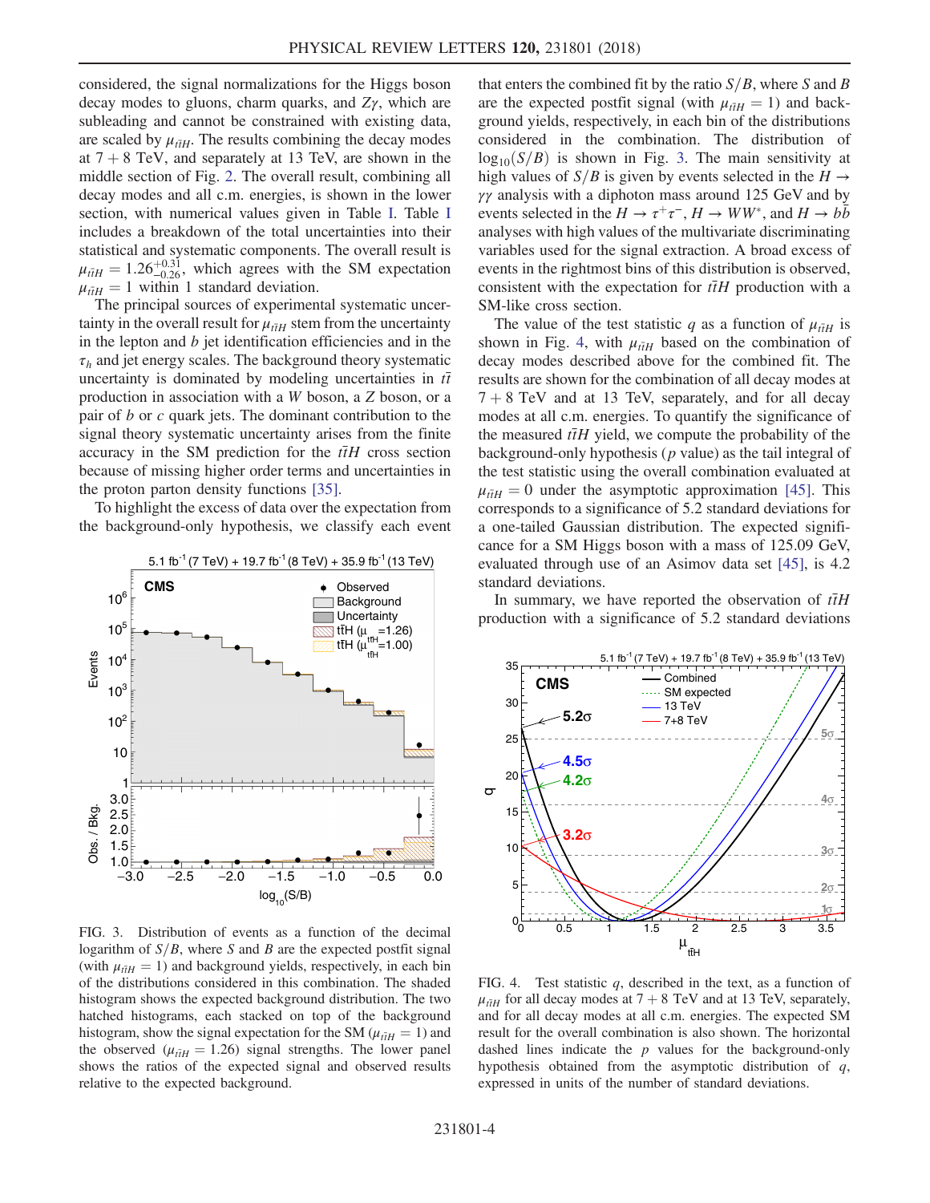considered, the signal normalizations for the Higgs boson decay modes to gluons, charm quarks, and $Z\gamma$, which are subleading and cannot be constrained with existing data, are scaled by $\mu_{t\bar{t}H}$. The results combining the decay modes at $7+8$ TeV, and separately at 13 TeV, are shown in the middle section of Fig. 2. The overall result, combining all decay modes and all c.m. energies, is shown in the lower section, with numerical values given in Table I. Table I includes a breakdown of the total uncertainties into their statistical and systematic components. The overall result is $\mu_{t\bar{t}H} = 1.26^{+0.31}_{-0.26}$, which agrees with the SM expectation $\mu_{t\bar{t}H} = 1$ within 1 standard deviation.

The principal sources of experimental systematic uncertainty in the overall result for $\mu_{t\bar{t}H}$ stem from the uncertainty in the lepton and $b$ jet identification efficiencies and in the $\tau_h$ and jet energy scales. The background theory systematic uncertainty is dominated by modeling uncertainties in $t\bar{t}$ production in association with a $W$ boson, a $Z$ boson, or a pair of $b$ or $c$ quark jets. The dominant contribution to the signal theory systematic uncertainty arises from the finite accuracy in the SM prediction for the $t\bar{t}H$ cross section because of missing higher order terms and uncertainties in the proton parton density functions [35].

To highlight the excess of data over the expectation from the background-only hypothesis, we classify each event that enters the combined fit by the ratio $S/B$, where $S$ and $B$ are the expected postfit signal (with $\mu_{t\bar{t}H} = 1$) and background yields, respectively, in each bin of the distributions considered in the combination. The distribution of $\log_{10}(S/B)$ is shown in Fig. 3. The main sensitivity at high values of $S/B$ is given by events selected in the $H \to \gamma\gamma$ analysis with a diphoton mass around 125 GeV and by events selected in the $H \to \tau^+\tau^-$, $H \to WW^*$, and $H \to b\bar{b}$ analyses with high values of the multivariate discriminating variables used for the signal extraction. A broad excess of events in the rightmost bins of this distribution is observed, consistent with the expectation for $t\bar{t}H$ production with a SM-like cross section.

FIG. 3. Distribution of events as a function of the decimal logarithm of $S/B$, where $S$ and $B$ are the expected postfit signal (with $\mu_{t\bar{t}H} = 1$) and background yields, respectively, in each bin of the distributions considered in this combination. The shaded histogram shows the expected background distribution. The two hatched histograms, each stacked on top of the background histogram, show the signal expectation for the SM ($\mu_{t\bar{t}H} = 1$) and the observed ($\mu_{t\bar{t}H} = 1.26$) signal strengths. The lower panel shows the ratios of the expected signal and observed results relative to the expected background.

The value of the test statistic $q$ as a function of $\mu_{t\bar{t}H}$ is shown in Fig. 4, with $\mu_{t\bar{t}H}$ based on the combination of decay modes described above for the combined fit. The results are shown for the combination of all decay modes at $7+8$ TeV and at 13 TeV, separately, and for all decay modes at all c.m. energies. To quantify the significance of the measured $t\bar{t}H$ yield, we compute the probability of the background-only hypothesis ($p$ value) as the tail integral of the test statistic using the overall combination evaluated at $\mu_{t\bar{t}H} = 0$ under the asymptotic approximation [45]. This corresponds to a significance of 5.2 standard deviations for a one-tailed Gaussian distribution. The expected significance for a SM Higgs boson with a mass of 125.09 GeV, evaluated through use of an Asimov data set [45], is 4.2 standard deviations.

In summary, we have reported the observation of $t\bar{t}H$ production with a significance of 5.2 standard deviations

FIG. 4. Test statistic $q$, described in the text, as a function of $\mu_{t\bar{t}H}$ for all decay modes at $7+8$ TeV and at 13 TeV, separately, and for all decay modes at all c.m. energies. The expected SM result for the overall combination is also shown. The horizontal dashed lines indicate the $p$ values for the background-only hypothesis obtained from the asymptotic distribution of $q$, expressed in units of the number of standard deviations.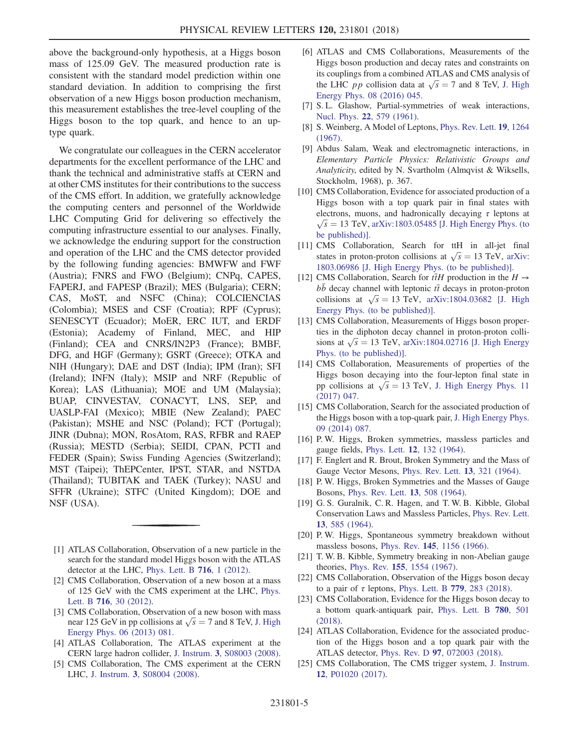above the background-only hypothesis, at a Higgs boson mass of 125.09 GeV. The measured production rate is consistent with the standard model prediction within one standard deviation. In addition to comprising the first observation of a new Higgs boson production mechanism, this measurement establishes the tree-level coupling of the Higgs boson to the top quark, and hence to an up-type quark.

We congratulate our colleagues in the CERN accelerator departments for the excellent performance of the LHC and thank the technical and administrative staffs at CERN and at other CMS institutes for their contributions to the success of the CMS effort. In addition, we gratefully acknowledge the computing centers and personnel of the Worldwide LHC Computing Grid for delivering so effectively the computing infrastructure essential to our analyses. Finally, we acknowledge the enduring support for the construction and operation of the LHC and the CMS detector provided by the following funding agencies: BMWFW and FWF (Austria); FNRS and FWO (Belgium); CNPq, CAPES, FAPERJ, and FAPESP (Brazil); MES (Bulgaria); CERN; CAS, MoST, and NSFC (China); COLCIENCIAS (Colombia); MSES and CSF (Croatia); RPF (Cyprus); SENESCYT (Ecuador); MoER, ERC IUT, and ERDF (Estonia); Academy of Finland, MEC, and HIP (Finland); CEA and CNRS/IN2P3 (France); BMBF, DFG, and HGF (Germany); GSRT (Greece); OTKA and NIH (Hungary); DAE and DST (India); IPM (Iran); SFI (Ireland); INFN (Italy); MSIP and NRF (Republic of Korea); LAS (Lithuania); MOE and UM (Malaysia); BUAP, CINVESTAV, CONACYT, LNS, SEP, and UASLP-FAI (Mexico); MBIE (New Zealand); PAEC (Pakistan); MSHE and NSC (Poland); FCT (Portugal); JINR (Dubna); MON, RosAtom, RAS, RFBR and RAEP (Russia); MESTD (Serbia); SEIDI, CPAN, PCTI and FEDER (Spain); Swiss Funding Agencies (Switzerland); MST (Taipei); ThEPCenter, IPST, STAR, and NSTDA (Thailand); TUBITAK and TAEK (Turkey); NASU and SFFR (Ukraine); STFC (United Kingdom); DOE and NSF (USA).

---

[1] ATLAS Collaboration, Observation of a new particle in the search for the standard model Higgs boson with the ATLAS detector at the LHC, Phys. Lett. B **716**, 1 (2012).

[2] CMS Collaboration, Observation of a new boson at a mass of 125 GeV with the CMS experiment at the LHC, Phys. Lett. B **716**, 30 (2012).

[3] CMS Collaboration, Observation of a new boson with mass near 125 GeV in pp collisions at $\sqrt{s} = 7$ and 8 TeV, J. High Energy Phys. 06 (2013) 081.

[4] ATLAS Collaboration, The ATLAS experiment at the CERN large hadron collider, J. Instrum. **3**, S08003 (2008).

[5] CMS Collaboration, The CMS experiment at the CERN LHC, J. Instrum. **3**, S08004 (2008).

[6] ATLAS and CMS Collaborations, Measurements of the Higgs boson production and decay rates and constraints on its couplings from a combined ATLAS and CMS analysis of the LHC $pp$ collision data at $\sqrt{s} = 7$ and 8 TeV, J. High Energy Phys. 08 (2016) 045.

[7] S. L. Glashow, Partial-symmetries of weak interactions, Nucl. Phys. **22**, 579 (1961).

[8] S. Weinberg, A Model of Leptons, Phys. Rev. Lett. **19**, 1264 (1967).

[9] Abdus Salam, Weak and electromagnetic interactions, in *Elementary Particle Physics: Relativistic Groups and Analyticity*, edited by N. Svartholm (Almqvist & Wiksells, Stockholm, 1968), p. 367.

[10] CMS Collaboration, Evidence for associated production of a Higgs boson with a top quark pair in final states with electrons, muons, and hadronically decaying $\tau$ leptons at $\sqrt{s} = 13$ TeV, arXiv:1803.05485 [J. High Energy Phys. (to be published)].

[11] CMS Collaboration, Search for ttH in all-jet final states in proton-proton collisions at $\sqrt{s} = 13$ TeV, arXiv:1803.06986 [J. High Energy Phys. (to be published)].

[12] CMS Collaboration, Search for $t\bar{t}H$ production in the $H \to b\bar{b}$ decay channel with leptonic $t\bar{t}$ decays in proton-proton collisions at $\sqrt{s} = 13$ TeV, arXiv:1804.03682 [J. High Energy Phys. (to be published)].

[13] CMS Collaboration, Measurements of Higgs boson properties in the diphoton decay channel in proton-proton collisions at $\sqrt{s} = 13$ TeV, arXiv:1804.02716 [J. High Energy Phys. (to be published)].

[14] CMS Collaboration, Measurements of properties of the Higgs boson decaying into the four-lepton final state in pp collisions at $\sqrt{s} = 13$ TeV, J. High Energy Phys. 11 (2017) 047.

[15] CMS Collaboration, Search for the associated production of the Higgs boson with a top-quark pair, J. High Energy Phys. 09 (2014) 087.

[16] P. W. Higgs, Broken symmetries, massless particles and gauge fields, Phys. Lett. **12**, 132 (1964).

[17] F. Englert and R. Brout, Broken Symmetry and the Mass of Gauge Vector Mesons, Phys. Rev. Lett. **13**, 321 (1964).

[18] P. W. Higgs, Broken Symmetries and the Masses of Gauge Bosons, Phys. Rev. Lett. **13**, 508 (1964).

[19] G. S. Guralnik, C. R. Hagen, and T. W. B. Kibble, Global Conservation Laws and Massless Particles, Phys. Rev. Lett. **13**, 585 (1964).

[20] P. W. Higgs, Spontaneous symmetry breakdown without massless bosons, Phys. Rev. **145**, 1156 (1966).

[21] T. W. B. Kibble, Symmetry breaking in non-Abelian gauge theories, Phys. Rev. **155**, 1554 (1967).

[22] CMS Collaboration, Observation of the Higgs boson decay to a pair of $\tau$ leptons, Phys. Lett. B **779**, 283 (2018).

[23] CMS Collaboration, Evidence for the Higgs boson decay to a bottom quark-antiquark pair, Phys. Lett. B **780**, 501 (2018).

[24] ATLAS Collaboration, Evidence for the associated production of the Higgs boson and a top quark pair with the ATLAS detector, Phys. Rev. D **97**, 072003 (2018).

[25] CMS Collaboration, The CMS trigger system, J. Instrum. **12**, P01020 (2017).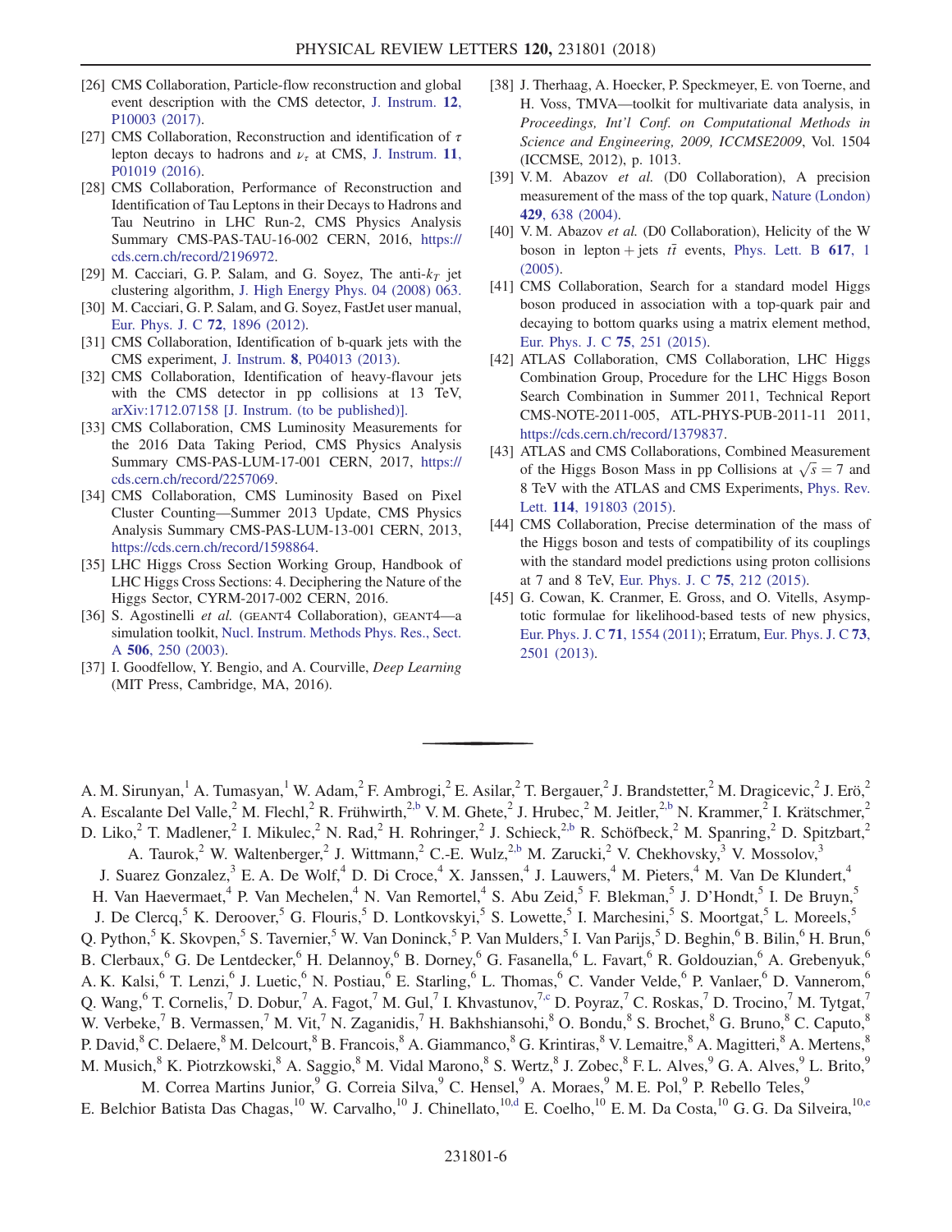[26] CMS Collaboration, Particle-flow reconstruction and global event description with the CMS detector, J. Instrum. **12**, P10003 (2017).

[27] CMS Collaboration, Reconstruction and identification of $\tau$ lepton decays to hadrons and $\nu_\tau$ at CMS, J. Instrum. **11**, P01019 (2016).

[28] CMS Collaboration, Performance of Reconstruction and Identification of Tau Leptons in their Decays to Hadrons and Tau Neutrino in LHC Run-2, CMS Physics Analysis Summary CMS-PAS-TAU-16-002 CERN, 2016, https://cds.cern.ch/record/2196972.

[29] M. Cacciari, G. P. Salam, and G. Soyez, The anti-$k_T$ jet clustering algorithm, J. High Energy Phys. 04 (2008) 063.

[30] M. Cacciari, G. P. Salam, and G. Soyez, FastJet user manual, Eur. Phys. J. C **72**, 1896 (2012).

[31] CMS Collaboration, Identification of b-quark jets with the CMS experiment, J. Instrum. **8**, P04013 (2013).

[32] CMS Collaboration, Identification of heavy-flavour jets with the CMS detector in pp collisions at 13 TeV, arXiv:1712.07158 [J. Instrum. (to be published)].

[33] CMS Collaboration, CMS Luminosity Measurements for the 2016 Data Taking Period, CMS Physics Analysis Summary CMS-PAS-LUM-17-001 CERN, 2017, https://cds.cern.ch/record/2257069.

[34] CMS Collaboration, CMS Luminosity Based on Pixel Cluster Counting—Summer 2013 Update, CMS Physics Analysis Summary CMS-PAS-LUM-13-001 CERN, 2013, https://cds.cern.ch/record/1598864.

[35] LHC Higgs Cross Section Working Group, Handbook of LHC Higgs Cross Sections: 4. Deciphering the Nature of the Higgs Sector, CYRM-2017-002 CERN, 2016.

[36] S. Agostinelli *et al.* (GEANT4 Collaboration), GEANT4—a simulation toolkit, Nucl. Instrum. Methods Phys. Res., Sect. A **506**, 250 (2003).

[37] I. Goodfellow, Y. Bengio, and A. Courville, *Deep Learning* (MIT Press, Cambridge, MA, 2016).

[38] J. Therhaag, A. Hoecker, P. Speckmeyer, E. von Toerne, and H. Voss, TMVA—toolkit for multivariate data analysis, in *Proceedings, Int'l Conf. on Computational Methods in Science and Engineering, 2009, ICCMSE2009*, Vol. 1504 (ICCMSE, 2012), p. 1013.

[39] V. M. Abazov *et al.* (D0 Collaboration), A precision measurement of the mass of the top quark, Nature (London) **429**, 638 (2004).

[40] V. M. Abazov *et al.* (D0 Collaboration), Helicity of the W boson in lepton + jets $t\bar{t}$ events, Phys. Lett. B **617**, 1 (2005).

[41] CMS Collaboration, Search for a standard model Higgs boson produced in association with a top-quark pair and decaying to bottom quarks using a matrix element method, Eur. Phys. J. C **75**, 251 (2015).

[42] ATLAS Collaboration, CMS Collaboration, LHC Higgs Combination Group, Procedure for the LHC Higgs Boson Search Combination in Summer 2011, Technical Report CMS-NOTE-2011-005, ATL-PHYS-PUB-2011-11 2011, https://cds.cern.ch/record/1379837.

[43] ATLAS and CMS Collaborations, Combined Measurement of the Higgs Boson Mass in pp Collisions at $\sqrt{s} = 7$ and 8 TeV with the ATLAS and CMS Experiments, Phys. Rev. Lett. **114**, 191803 (2015).

[44] CMS Collaboration, Precise determination of the mass of the Higgs boson and tests of compatibility of its couplings with the standard model predictions using proton collisions at 7 and 8 TeV, Eur. Phys. J. C **75**, 212 (2015).

[45] G. Cowan, K. Cranmer, E. Gross, and O. Vitells, Asymptotic formulae for likelihood-based tests of new physics, Eur. Phys. J. C **71**, 1554 (2011); Erratum, Eur. Phys. J. C **73**, 2501 (2013).

---

A. M. Sirunyan,[1] A. Tumasyan,[1] W. Adam,[2] F. Ambrogi,[2] E. Asilar,[2] T. Bergauer,[2] J. Brandstetter,[2] M. Dragicevic,[2] J. Erö,[2] A. Escalante Del Valle,[2] M. Flechl,[2] R. Frühwirth,[2,b] V. M. Ghete,[2] J. Hrubec,[2] M. Jeitler,[2,b] N. Krammer,[2] I. Krätschmer,[2] D. Liko,[2] T. Madlener,[2] I. Mikulec,[2] N. Rad,[2] H. Rohringer,[2] J. Schieck,[2,b] R. Schöfbeck,[2] M. Spanring,[2] D. Spitzbart,[2] A. Taurok,[2] W. Waltenberger,[2] J. Wittmann,[2] C.-E. Wulz,[2,b] M. Zarucki,[2] V. Chekhovsky,[3] V. Mossolov,[3] J. Suarez Gonzalez,[3] E. A. De Wolf,[4] D. Di Croce,[4] X. Janssen,[4] J. Lauwers,[4] M. Pieters,[4] M. Van De Klundert,[4] H. Van Haevermaet,[4] P. Van Mechelen,[4] N. Van Remortel,[4] S. Abu Zeid,[5] F. Blekman,[5] J. D'Hondt,[5] I. De Bruyn,[5] J. De Clercq,[5] K. Deroover,[5] G. Flouris,[5] D. Lontkovskyi,[5] S. Lowette,[5] I. Marchesini,[5] S. Moortgat,[5] L. Moreels,[5] Q. Python,[5] K. Skovpen,[5] S. Tavernier,[5] W. Van Doninck,[5] P. Van Mulders,[5] I. Van Parijs,[5] D. Beghin,[6] B. Bilin,[6] H. Brun,[6] B. Clerbaux,[6] G. De Lentdecker,[6] H. Delannoy,[6] B. Dorney,[6] G. Fasanella,[6] L. Favart,[6] R. Goldouzian,[6] A. Grebenyuk,[6] A. K. Kalsi,[6] T. Lenzi,[6] J. Luetic,[6] N. Postiau,[6] E. Starling,[6] L. Thomas,[6] C. Vander Velde,[6] P. Vanlaer,[6] D. Vannerom,[6] Q. Wang,[6] T. Cornelis,[7] D. Dobur,[7] A. Fagot,[7] M. Gul,[7] I. Khvastunov,[7,c] D. Poyraz,[7] C. Roskas,[7] D. Trocino,[7] M. Tytgat,[7] W. Verbeke,[7] B. Vermassen,[7] M. Vit,[7] N. Zaganidis,[7] H. Bakhshiansohi,[8] O. Bondu,[8] S. Brochet,[8] G. Bruno,[8] C. Caputo,[8] P. David,[8] C. Delaere,[8] M. Delcourt,[8] B. Francois,[8] A. Giammanco,[8] G. Krintiras,[8] V. Lemaitre,[8] A. Magitteri,[8] A. Mertens,[8] M. Musich,[8] K. Piotrzkowski,[8] A. Saggio,[8] M. Vidal Marono,[8] S. Wertz,[8] J. Zobec,[8] F. L. Alves,[9] G. A. Alves,[9] L. Brito,[9] M. Correa Martins Junior,[9] G. Correia Silva,[9] C. Hensel,[9] A. Moraes,[9] M. E. Pol,[9] P. Rebello Teles,[9] E. Belchior Batista Das Chagas,[10] W. Carvalho,[10] J. Chinellato,[10,d] E. Coelho,[10] E. M. Da Costa,[10] G. G. Da Silveira,[10,e]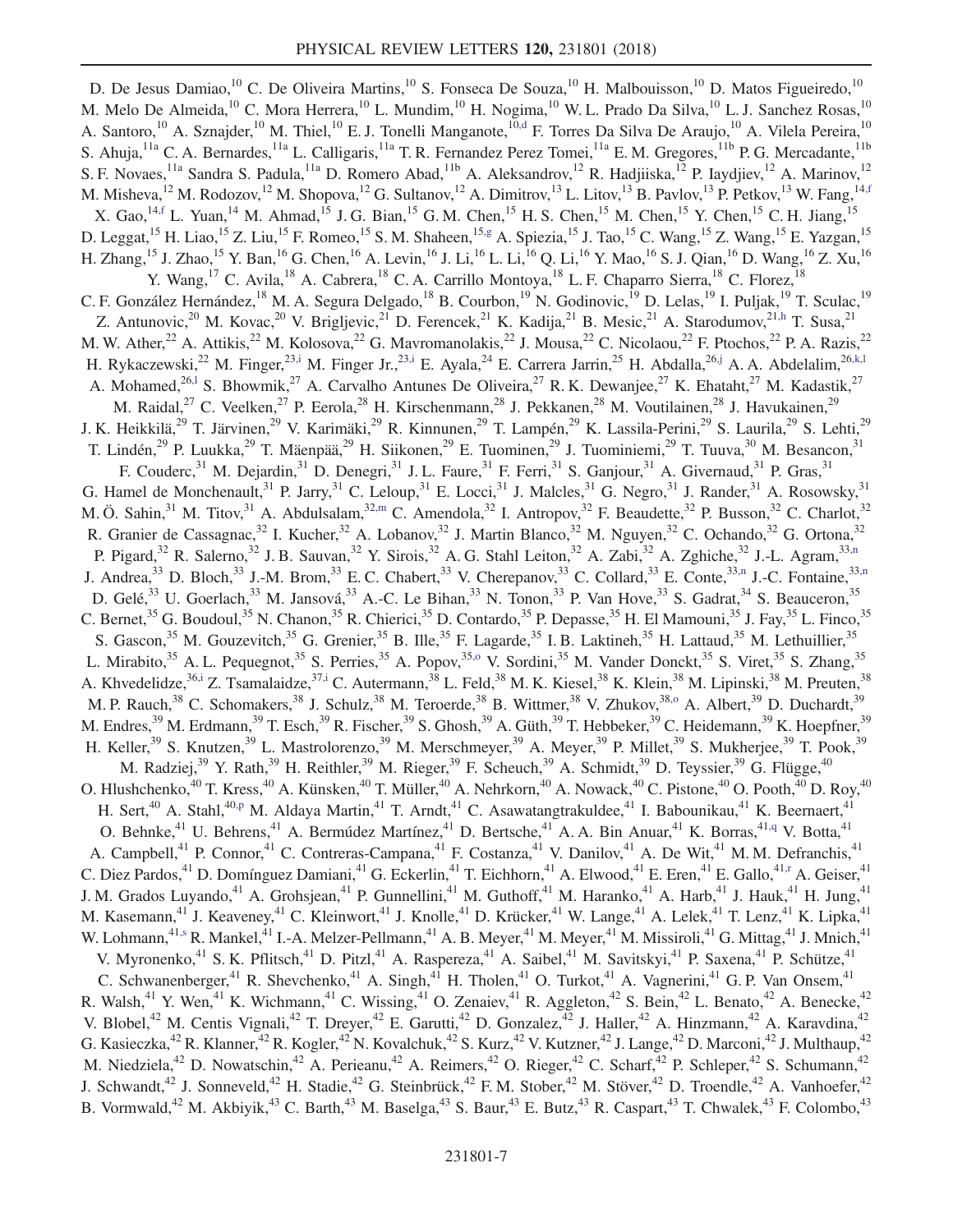D. De Jesus Damiao,[10] C. De Oliveira Martins,[10] S. Fonseca De Souza,[10] H. Malbouisson,[10] D. Matos Figueiredo,[10] M. Melo De Almeida,[10] C. Mora Herrera,[10] L. Mundim,[10] H. Nogima,[10] W. L. Prado Da Silva,[10] L. J. Sanchez Rosas,[10] A. Santoro,[10] A. Sznajder,[10] M. Thiel,[10] E. J. Tonelli Manganote,[10,d] F. Torres Da Silva De Araujo,[10] A. Vilela Pereira,[10] S. Ahuja,[11a] C. A. Bernardes,[11a] L. Calligaris,[11a] T. R. Fernandez Perez Tomei,[11a] E. M. Gregores,[11b] P. G. Mercadante,[11b] S. F. Novaes,[11a] Sandra S. Padula,[11a] D. Romero Abad,[11b] A. Aleksandrov,[12] R. Hadjiiska,[12] P. Iaydjiev,[12] A. Marinov,[12] M. Misheva,[12] M. Rodozov,[12] M. Shopova,[12] G. Sultanov,[12] A. Dimitrov,[13] L. Litov,[13] B. Pavlov,[13] P. Petkov,[13] W. Fang,[14,f] X. Gao,[14,f] L. Yuan,[14] M. Ahmad,[15] J. G. Bian,[15] G. M. Chen,[15] H. S. Chen,[15] M. Chen,[15] Y. Chen,[15] C. H. Jiang,[15] D. Leggat,[15] H. Liao,[15] Z. Liu,[15] F. Romeo,[15] S. M. Shaheen,[15,g] A. Spiezia,[15] J. Tao,[15] C. Wang,[15] Z. Wang,[15] E. Yazgan,[15] H. Zhang,[15] J. Zhao,[15] Y. Ban,[16] G. Chen,[16] A. Levin,[16] J. Li,[16] L. Li,[16] Q. Li,[16] Y. Mao,[16] S. J. Qian,[16] D. Wang,[16] Z. Xu,[16] Y. Wang,[17] C. Avila,[18] A. Cabrera,[18] C. A. Carrillo Montoya,[18] L. F. Chaparro Sierra,[18] C. Florez,[18] C. F. González Hernández,[18] M. A. Segura Delgado,[18] B. Courbon,[19] N. Godinovic,[19] D. Lelas,[19] I. Puljak,[19] T. Sculac,[19] Z. Antunovic,[20] M. Kovac,[20] V. Brigljevic,[21] D. Ferencek,[21] K. Kadija,[21] B. Mesic,[21] A. Starodumov,[21,h] T. Susa,[21] M. W. Ather,[22] A. Attikis,[22] M. Kolosova,[22] G. Mavromanolakis,[22] J. Mousa,[22] C. Nicolaou,[22] F. Ptochos,[22] P. A. Razis,[22] H. Rykaczewski,[22] M. Finger,[23,i] M. Finger Jr.,[23,i] E. Ayala,[24] E. Carrera Jarrin,[25] H. Abdalla,[26,j] A. A. Abdelalim,[26,k,l] A. Mohamed,[26,l] S. Bhowmik,[27] A. Carvalho Antunes De Oliveira,[27] R. K. Dewanjee,[27] K. Ehataht,[27] M. Kadastik,[27] M. Raidal,[27] C. Veelken,[27] P. Eerola,[28] H. Kirschenmann,[28] J. Pekkanen,[28] M. Voutilainen,[28] J. Havukainen,[29] J. K. Heikkilä,[29] T. Järvinen,[29] V. Karimäki,[29] R. Kinnunen,[29] T. Lampén,[29] K. Lassila-Perini,[29] S. Laurila,[29] S. Lehti,[29] T. Lindén,[29] P. Luukka,[29] T. Mäenpää,[29] H. Siikonen,[29] E. Tuominen,[29] J. Tuominiemi,[29] T. Tuuva,[30] M. Besancon,[31] F. Couderc,[31] M. Dejardin,[31] D. Denegri,[31] J. L. Faure,[31] F. Ferri,[31] S. Ganjour,[31] A. Givernaud,[31] P. Gras,[31] G. Hamel de Monchenault,[31] P. Jarry,[31] C. Leloup,[31] E. Locci,[31] J. Malcles,[31] G. Negro,[31] J. Rander,[31] A. Rosowsky,[31] M. Ö. Sahin,[31] M. Titov,[31] A. Abdulsalam,[32,m] C. Amendola,[32] I. Antropov,[32] F. Beaudette,[32] P. Busson,[32] C. Charlot,[32] R. Granier de Cassagnac,[32] I. Kucher,[32] A. Lobanov,[32] J. Martin Blanco,[32] M. Nguyen,[32] C. Ochando,[32] G. Ortona,[32] P. Pigard,[32] R. Salerno,[32] J. B. Sauvan,[32] Y. Sirois,[32] A. G. Stahl Leiton,[32] A. Zabi,[32] A. Zghiche,[32] J.-L. Agram,[33,n] J. Andrea,[33] D. Bloch,[33] J.-M. Brom,[33] E. C. Chabert,[33] V. Cherepanov,[33] C. Collard,[33] E. Conte,[33,n] J.-C. Fontaine,[33,n] D. Gelé,[33] U. Goerlach,[33] M. Jansová,[33] A.-C. Le Bihan,[33] N. Tonon,[33] P. Van Hove,[33] S. Gadrat,[34] S. Beauceron,[35] C. Bernet,[35] G. Boudoul,[35] N. Chanon,[35] R. Chierici,[35] D. Contardo,[35] P. Depasse,[35] H. El Mamouni,[35] J. Fay,[35] L. Finco,[35] S. Gascon,[35] M. Gouzevitch,[35] G. Grenier,[35] B. Ille,[35] F. Lagarde,[35] I. B. Laktineh,[35] H. Lattaud,[35] M. Lethuillier,[35] L. Mirabito,[35] A. L. Pequegnot,[35] S. Perries,[35] A. Popov,[35,o] V. Sordini,[35] M. Vander Donckt,[35] S. Viret,[35] S. Zhang,[35] A. Khvedelidze,[36,i] Z. Tsamalaidze,[37,i] C. Autermann,[38] L. Feld,[38] M. K. Kiesel,[38] K. Klein,[38] M. Lipinski,[38] M. Preuten,[38] M. P. Rauch,[38] C. Schomakers,[38] J. Schulz,[38] M. Teroerde,[38] B. Wittmer,[38] V. Zhukov,[38,o] A. Albert,[39] D. Duchardt,[39] M. Endres,[39] M. Erdmann,[39] T. Esch,[39] R. Fischer,[39] S. Ghosh,[39] A. Güth,[39] T. Hebbeker,[39] C. Heidemann,[39] K. Hoepfner,[39] H. Keller,[39] S. Knutzen,[39] L. Mastrolorenzo,[39] M. Merschmeyer,[39] A. Meyer,[39] P. Millet,[39] S. Mukherjee,[39] T. Pook,[39] M. Radziej,[39] Y. Rath,[39] H. Reithler,[39] M. Rieger,[39] F. Scheuch,[39] A. Schmidt,[39] D. Teyssier,[39] G. Flügge,[40] O. Hlushchenko,[40] T. Kress,[40] A. Künsken,[40] T. Müller,[40] A. Nehrkorn,[40] A. Nowack,[40] C. Pistone,[40] O. Pooth,[40] D. Roy,[40] H. Sert,[40] A. Stahl,[40,p] M. Aldaya Martin,[41] T. Arndt,[41] C. Asawatangtrakuldee,[41] I. Babounikau,[41] K. Beernaert,[41] O. Behnke,[41] U. Behrens,[41] A. Bermúdez Martínez,[41] D. Bertsche,[41] A. A. Bin Anuar,[41] K. Borras,[41,q] V. Botta,[41] A. Campbell,[41] P. Connor,[41] C. Contreras-Campana,[41] F. Costanza,[41] V. Danilov,[41] A. De Wit,[41] M. M. Defranchis,[41] C. Diez Pardos,[41] D. Domínguez Damiani,[41] G. Eckerlin,[41] T. Eichhorn,[41] A. Elwood,[41] E. Eren,[41] E. Gallo,[41,r] A. Geiser,[41] J. M. Grados Luyando,[41] A. Grohsjean,[41] P. Gunnellini,[41] M. Guthoff,[41] M. Haranko,[41] A. Harb,[41] J. Hauk,[41] H. Jung,[41] M. Kasemann,[41] J. Keaveney,[41] C. Kleinwort,[41] J. Knolle,[41] D. Krücker,[41] W. Lange,[41] A. Lelek,[41] T. Lenz,[41] K. Lipka,[41] W. Lohmann,[41,s] R. Mankel,[41] I.-A. Melzer-Pellmann,[41] A. B. Meyer,[41] M. Meyer,[41] M. Missiroli,[41] G. Mittag,[41] J. Mnich,[41] V. Myronenko,[41] S. K. Pflitsch,[41] D. Pitzl,[41] A. Raspereza,[41] A. Saibel,[41] M. Savitskyi,[41] P. Saxena,[41] P. Schütze,[41] C. Schwanenberger,[41] R. Shevchenko,[41] A. Singh,[41] H. Tholen,[41] O. Turkot,[41] A. Vagnerini,[41] G. P. Van Onsem,[41] R. Walsh,[41] Y. Wen,[41] K. Wichmann,[41] C. Wissing,[41] O. Zenaiev,[41] R. Aggleton,[42] S. Bein,[42] L. Benato,[42] A. Benecke,[42] V. Blobel,[42] M. Centis Vignali,[42] T. Dreyer,[42] E. Garutti,[42] D. Gonzalez,[42] J. Haller,[42] A. Hinzmann,[42] A. Karavdina,[42] G. Kasieczka,[42] R. Klanner,[42] R. Kogler,[42] N. Kovalchuk,[42] S. Kurz,[42] V. Kutzner,[42] J. Lange,[42] D. Marconi,[42] J. Multhaup,[42] M. Niedziela,[42] D. Nowatschin,[42] A. Perieanu,[42] A. Reimers,[42] O. Rieger,[42] C. Scharf,[42] P. Schleper,[42] S. Schumann,[42] J. Schwandt,[42] J. Sonneveld,[42] H. Stadie,[42] G. Steinbrück,[42] F. M. Stober,[42] M. Stöver,[42] D. Troendle,[42] A. Vanhoefer,[42] B. Vormwald,[42] M. Akbiyik,[43] C. Barth,[43] M. Baselga,[43] S. Baur,[43] E. Butz,[43] R. Caspart,[43] T. Chwalek,[43] F. Colombo,[43]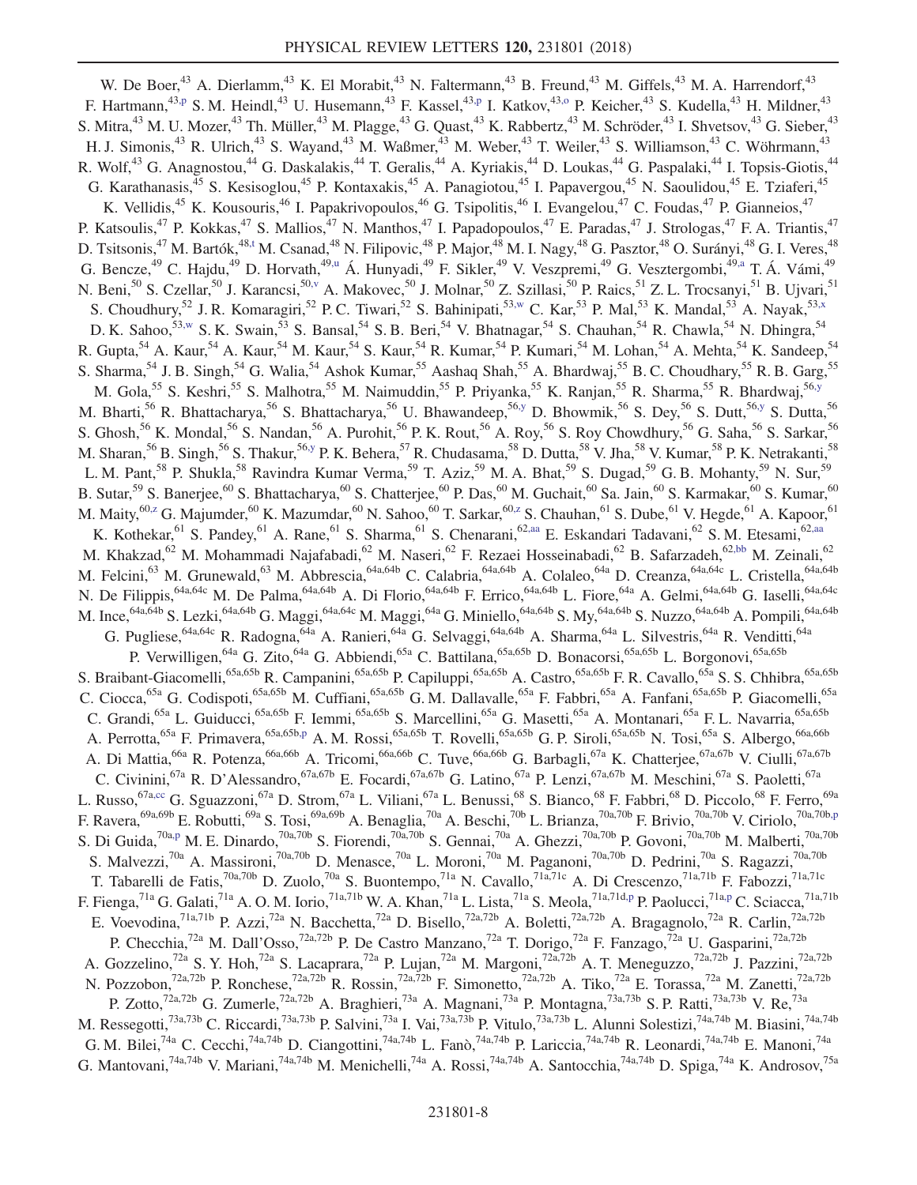W. De Boer,[43] A. Dierlamm,[43] K. El Morabit,[43] N. Faltermann,[43] B. Freund,[43] M. Giffels,[43] M. A. Harrendorf,[43] F. Hartmann,[43,p] S. M. Heindl,[43] U. Husemann,[43] F. Kassel,[43,p] I. Katkov,[43,o] P. Keicher,[43] S. Kudella,[43] H. Mildner,[43] S. Mitra,[43] M. U. Mozer,[43] Th. Müller,[43] M. Plagge,[43] G. Quast,[43] K. Rabbertz,[43] M. Schröder,[43] I. Shvetsov,[43] G. Sieber,[43] H. J. Simonis,[43] R. Ulrich,[43] S. Wayand,[43] M. Waßmer,[43] M. Weber,[43] T. Weiler,[43] S. Williamson,[43] C. Wöhrmann,[43] R. Wolf,[43] G. Anagnostou,[44] G. Daskalakis,[44] T. Geralis,[44] A. Kyriakis,[44] D. Loukas,[44] G. Paspalaki,[44] I. Topsis-Giotis,[44] G. Karathanasis,[45] S. Kesisoglou,[45] P. Kontaxakis,[45] A. Panagiotou,[45] I. Papavergou,[45] N. Saoulidou,[45] E. Tziaferi,[45] K. Vellidis,[45] K. Kousouris,[46] I. Papakrivopoulos,[46] G. Tsipolitis,[46] I. Evangelou,[47] C. Foudas,[47] P. Gianneios,[47] P. Katsoulis,[47] P. Kokkas,[47] S. Mallios,[47] N. Manthos,[47] I. Papadopoulos,[47] E. Paradas,[47] J. Strologas,[47] F. A. Triantis,[47] D. Tsitsonis,[47] M. Bartók,[48,t] M. Csanad,[48] N. Filipovic,[48] P. Major,[48] M. I. Nagy,[48] G. Pasztor,[48] O. Surányi,[48] G. I. Veres,[48] G. Bencze,[49] C. Hajdu,[49] D. Horvath,[49,u] Á. Hunyadi,[49] F. Sikler,[49] V. Veszpremi,[49] G. Vesztergombi,[49,a] T. Á. Vámi,[49] N. Beni,[50] S. Czellar,[50] J. Karancsi,[50,v] A. Makovec,[50] J. Molnar,[50] Z. Szillasi,[50] P. Raics,[51] Z. L. Trocsanyi,[51] B. Ujvari,[51] S. Choudhury,[52] J. R. Komaragiri,[52] P. C. Tiwari,[52] S. Bahinipati,[53,w] C. Kar,[53] P. Mal,[53] K. Mandal,[53] A. Nayak,[53,x] D. K. Sahoo,[53,w] S. K. Swain,[53] S. Bansal,[54] S. B. Beri,[54] V. Bhatnagar,[54] S. Chauhan,[54] R. Chawla,[54] N. Dhingra,[54] R. Gupta,[54] A. Kaur,[54] A. Kaur,[54] M. Kaur,[54] S. Kaur,[54] R. Kumar,[54] P. Kumari,[54] M. Lohan,[54] A. Mehta,[54] K. Sandeep,[54] S. Sharma,[54] J. B. Singh,[54] G. Walia,[54] Ashok Kumar,[55] Aashaq Shah,[55] A. Bhardwaj,[55] B. C. Choudhary,[55] R. B. Garg,[55] M. Gola,[55] S. Keshri,[55] S. Malhotra,[55] M. Naimuddin,[55] P. Priyanka,[55] K. Ranjan,[55] R. Sharma,[55] R. Bhardwaj,[56,y] M. Bharti,[56] R. Bhattacharya,[56] S. Bhattacharya,[56] U. Bhawandeep,[56,y] D. Bhowmik,[56] S. Dey,[56] S. Dutt,[56,y] S. Dutta,[56] S. Ghosh,[56] K. Mondal,[56] S. Nandan,[56] A. Purohit,[56] P. K. Rout,[56] A. Roy,[56] S. Roy Chowdhury,[56] G. Saha,[56] S. Sarkar,[56] M. Sharan,[56] B. Singh,[56] S. Thakur,[56,y] P. K. Behera,[57] R. Chudasama,[58] D. Dutta,[58] V. Jha,[58] V. Kumar,[58] P. K. Netrakanti,[58] L. M. Pant,[58] P. Shukla,[58] Ravindra Kumar Verma,[59] T. Aziz,[59] M. A. Bhat,[59] S. Dugad,[59] G. B. Mohanty,[59] N. Sur,[59] B. Sutar,[59] S. Banerjee,[60] S. Bhattacharya,[60] S. Chatterjee,[60] P. Das,[60] M. Guchait,[60] Sa. Jain,[60] S. Karmakar,[60] S. Kumar,[60] M. Maity,[60,z] G. Majumder,[60] K. Mazumdar,[60] N. Sahoo,[60] T. Sarkar,[60,z] S. Chauhan,[61] S. Dube,[61] V. Hegde,[61] A. Kapoor,[61] K. Kothekar,[61] S. Pandey,[61] A. Rane,[61] S. Sharma,[61] S. Chenarani,[62,aa] E. Eskandari Tadavani,[62] S. M. Etesami,[62,aa] M. Khakzad,[62] M. Mohammadi Najafabadi,[62] M. Naseri,[62] F. Rezaei Hosseinabadi,[62] B. Safarzadeh,[62,bb] M. Zeinali,[62] M. Felcini,[63] M. Grunewald,[63] M. Abbrescia,[64a,64b] C. Calabria,[64a,64b] A. Colaleo,[64a] D. Creanza,[64a,64c] L. Cristella,[64a,64b] N. De Filippis,[64a,64c] M. De Palma,[64a,64b] A. Di Florio,[64a,64b] F. Errico,[64a,64b] L. Fiore,[64a] A. Gelmi,[64a,64b] G. Iaselli,[64a,64c] M. Ince,[64a,64b] S. Lezki,[64a,64b] G. Maggi,[64a,64c] M. Maggi,[64a] G. Miniello,[64a,64b] S. My,[64a,64b] S. Nuzzo,[64a,64b] A. Pompili,[64a,64b] G. Pugliese,[64a,64c] R. Radogna,[64a] A. Ranieri,[64a] G. Selvaggi,[64a,64b] A. Sharma,[64a] L. Silvestris,[64a] R. Venditti,[64a] P. Verwilligen,[64a] G. Zito,[64a] G. Abbiendi,[65a] C. Battilana,[65a,65b] D. Bonacorsi,[65a,65b] L. Borgonovi,[65a,65b] S. Braibant-Giacomelli,[65a,65b] R. Campanini,[65a,65b] P. Capiluppi,[65a,65b] A. Castro,[65a,65b] F. R. Cavallo,[65a] S. S. Chhibra,[65a,65b] C. Ciocca,[65a] G. Codispoti,[65a,65b] M. Cuffiani,[65a,65b] G. M. Dallavalle,[65a] F. Fabbri,[65a] A. Fanfani,[65a,65b] P. Giacomelli,[65a] C. Grandi,[65a] L. Guiducci,[65a,65b] F. Iemmi,[65a,65b] S. Marcellini,[65a] G. Masetti,[65a] A. Montanari,[65a] F. L. Navarria,[65a,65b] A. Perrotta,[65a] F. Primavera,[65a,65b,p] A. M. Rossi,[65a,65b] T. Rovelli,[65a,65b] G. P. Siroli,[65a,65b] N. Tosi,[65a] S. Albergo,[66a,66b] A. Di Mattia,[66a] R. Potenza,[66a,66b] A. Tricomi,[66a,66b] C. Tuve,[66a,66b] G. Barbagli,[67a] K. Chatterjee,[67a,67b] V. Ciulli,[67a,67b] C. Civinini,[67a] R. D'Alessandro,[67a,67b] E. Focardi,[67a,67b] G. Latino,[67a] P. Lenzi,[67a,67b] M. Meschini,[67a] S. Paoletti,[67a] L. Russo,[67a,cc] G. Sguazzoni,[67a] D. Strom,[67a] L. Viliani,[67a] L. Benussi,[68] S. Bianco,[68] F. Fabbri,[68] D. Piccolo,[68] F. Ferro,[69a] F. Ravera,[69a,69b] E. Robutti,[69a] S. Tosi,[69a,69b] A. Benaglia,[70a] A. Beschi,[70b] L. Brianza,[70a,70b] F. Brivio,[70a,70b] V. Ciriolo,[70a,70b,p] S. Di Guida,[70a,p] M. E. Dinardo,[70a,70b] S. Fiorendi,[70a,70b] S. Gennai,[70a] A. Ghezzi,[70a,70b] P. Govoni,[70a,70b] M. Malberti,[70a,70b] S. Malvezzi,[70a] A. Massironi,[70a,70b] D. Menasce,[70a] L. Moroni,[70a] M. Paganoni,[70a,70b] D. Pedrini,[70a] S. Ragazzi,[70a,70b] T. Tabarelli de Fatis,[70a,70b] D. Zuolo,[70a,70b] S. Buontempo,[71a] N. Cavallo,[71a,71c] A. Di Crescenzo,[71a,71b] F. Fabozzi,[71a,71c] F. Fienga,[71a] G. Galati,[71a] A. O. M. Iorio,[71a,71b] W. A. Khan,[71a] L. Lista,[71a] S. Meola,[71a,71d,p] P. Paolucci,[71a,p] C. Sciacca,[71a,71b] E. Voevodina,[71a,71b] P. Azzi,[72a] N. Bacchetta,[72a] D. Bisello,[72a,72b] A. Boletti,[72a,72b] A. Bragagnolo,[72a] R. Carlin,[72a,72b] P. Checchia,[72a] M. Dall'Osso,[72a,72b] P. De Castro Manzano,[72a] T. Dorigo,[72a] F. Fanzago,[72a] U. Gasparini,[72a,72b] A. Gozzelino,[72a] S. Y. Hoh,[72a] S. Lacaprara,[72a] P. Lujan,[72a] M. Margoni,[72a,72b] A. T. Meneguzzo,[72a,72b] J. Pazzini,[72a,72b] N. Pozzobon,[72a,72b] P. Ronchese,[72a,72b] R. Rossin,[72a,72b] F. Simonetto,[72a,72b] A. Tiko,[72a] E. Torassa,[72a] M. Zanetti,[72a,72b] P. Zotto,[72a,72b] G. Zumerle,[72a,72b] A. Braghieri,[73a] A. Magnani,[73a] P. Montagna,[73a,73b] S. P. Ratti,[73a,73b] V. Re,[73a] M. Ressegotti,[73a,73b] C. Riccardi,[73a,73b] P. Salvini,[73a] I. Vai,[73a,73b] P. Vitulo,[73a,73b] L. Alunni Solestizi,[74a,74b] M. Biasini,[74a,74b] G. M. Bilei,[74a] C. Cecchi,[74a,74b] D. Ciangottini,[74a,74b] L. Fanò,[74a,74b] P. Lariccia,[74a,74b] R. Leonardi,[74a,74b] E. Manoni,[74a] G. Mantovani,[74a,74b] V. Mariani,[74a,74b] M. Menichelli,[74a] A. Rossi,[74a,74b] A. Santocchia,[74a,74b] D. Spiga,[74a] K. Androsov,[75a]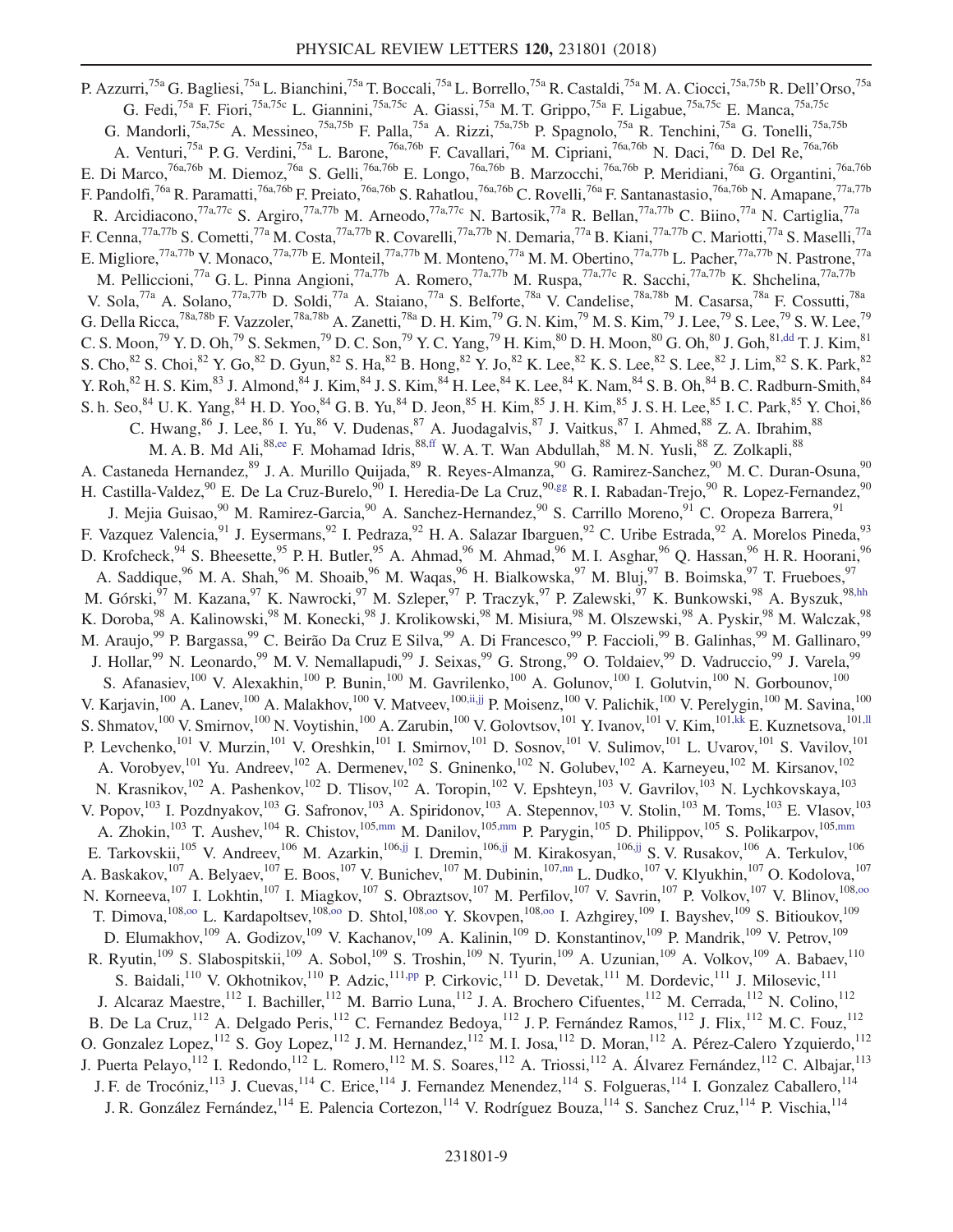P. Azzurri,[75a] G. Bagliesi,[75a] L. Bianchini,[75a] T. Boccali,[75a] L. Borrello,[75a] R. Castaldi,[75a] M. A. Ciocci,[75a,75b] R. Dell'Orso,[75a] G. Fedi,[75a] F. Fiori,[75a,75c] L. Giannini,[75a,75c] A. Giassi,[75a] M. T. Grippo,[75a] F. Ligabue,[75a,75c] E. Manca,[75a,75c] G. Mandorli,[75a,75c] A. Messineo,[75a,75b] F. Palla,[75a] A. Rizzi,[75a,75b] P. Spagnolo,[75a] R. Tenchini,[75a] G. Tonelli,[75a,75b] A. Venturi,[75a] P. G. Verdini,[75a] L. Barone,[76a,76b] F. Cavallari,[76a] M. Cipriani,[76a,76b] N. Daci,[76a] D. Del Re,[76a,76b] E. Di Marco,[76a,76b] M. Diemoz,[76a] S. Gelli,[76a,76b] E. Longo,[76a,76b] B. Marzocchi,[76a,76b] P. Meridiani,[76a] G. Organtini,[76a,76b] F. Pandolfi,[76a] R. Paramatti,[76a,76b] F. Preiato,[76a,76b] S. Rahatlou,[76a,76b] C. Rovelli,[76a] F. Santanastasio,[76a,76b] N. Amapane,[77a,77b] R. Arcidiacono,[77a,77c] S. Argiro,[77a,77b] M. Arneodo,[77a,77c] N. Bartosik,[77a] R. Bellan,[77a,77b] C. Biino,[77a] N. Cartiglia,[77a] F. Cenna,[77a,77b] S. Cometti,[77a] M. Costa,[77a,77b] R. Covarelli,[77a,77b] N. Demaria,[77a] B. Kiani,[77a,77b] C. Mariotti,[77a] S. Maselli,[77a] E. Migliore,[77a,77b] V. Monaco,[77a,77b] E. Monteil,[77a,77b] M. Monteno,[77a] M. M. Obertino,[77a,77b] L. Pacher,[77a,77b] N. Pastrone,[77a] M. Pelliccioni,[77a] G. L. Pinna Angioni,[77a,77b] A. Romero,[77a,77b] M. Ruspa,[77a,77c] R. Sacchi,[77a,77b] K. Shchelina,[77a,77b] V. Sola,[77a] A. Solano,[77a,77b] D. Soldi,[77a] A. Staiano,[77a] S. Belforte,[78a] V. Candelise,[78a,78b] M. Casarsa,[78a] F. Cossutti,[78a] G. Della Ricca,[78a,78b] F. Vazzoler,[78a,78b] A. Zanetti,[78a] D. H. Kim,[79] G. N. Kim,[79] M. S. Kim,[79] J. Lee,[79] S. Lee,[79] S. W. Lee,[79] C. S. Moon,[79] Y. D. Oh,[79] S. Sekmen,[79] D. C. Son,[79] Y. C. Yang,[79] H. Kim,[80] D. H. Moon,[80] G. Oh,[80] J. Goh,[81,dd] T. J. Kim,[81] S. Cho,[82] S. Choi,[82] Y. Go,[82] D. Gyun,[82] S. Ha,[82] B. Hong,[82] Y. Jo,[82] K. Lee,[82] K. S. Lee,[82] S. Lee,[82] J. Lim,[82] S. K. Park,[82] Y. Roh,[82] H. S. Kim,[83] J. Almond,[84] J. Kim,[84] J. S. Kim,[84] H. Lee,[84] K. Lee,[84] K. Nam,[84] S. B. Oh,[84] B. C. Radburn-Smith,[84] S. h. Seo,[84] U. K. Yang,[84] H. D. Yoo,[84] G. B. Yu,[84] D. Jeon,[85] H. Kim,[85] J. H. Kim,[85] J. S. H. Lee,[85] I. C. Park,[85] Y. Choi,[86] C. Hwang,[86] J. Lee,[86] I. Yu,[86] V. Dudenas,[87] A. Juodagalvis,[87] J. Vaitkus,[87] I. Ahmed,[88] Z. A. Ibrahim,[88] M. A. B. Md Ali,[88,ee] F. Mohamad Idris,[88,ff] W. A. T. Wan Abdullah,[88] M. N. Yusli,[88] Z. Zolkapli,[88] A. Castaneda Hernandez,[89] J. A. Murillo Quijada,[89] R. Reyes-Almanza,[90] G. Ramirez-Sanchez,[90] M. C. Duran-Osuna,[90] H. Castilla-Valdez,[90] E. De La Cruz-Burelo,[90] I. Heredia-De La Cruz,[90,gg] R. I. Rabadan-Trejo,[90] R. Lopez-Fernandez,[90] J. Mejia Guisao,[90] M. Ramirez-Garcia,[90] A. Sanchez-Hernandez,[90] S. Carrillo Moreno,[91] C. Oropeza Barrera,[91] F. Vazquez Valencia,[91] J. Eysermans,[92] I. Pedraza,[92] H. A. Salazar Ibarguen,[92] C. Uribe Estrada,[92] A. Morelos Pineda,[93] D. Krofcheck,[94] S. Bheesette,[95] P. H. Butler,[95] A. Ahmad,[96] M. Ahmad,[96] M. I. Asghar,[96] Q. Hassan,[96] H. R. Hoorani,[96] A. Saddique,[96] M. A. Shah,[96] M. Shoaib,[96] M. Waqas,[96] H. Bialkowska,[97] M. Bluj,[97] B. Boimska,[97] T. Frueboes,[97] M. Górski,[97] M. Kazana,[97] K. Nawrocki,[97] M. Szleper,[97] P. Traczyk,[97] P. Zalewski,[97] K. Bunkowski,[98] A. Byszuk,[98,hh] K. Doroba,[98] A. Kalinowski,[98] M. Konecki,[98] J. Krolikowski,[98] M. Misiura,[98] M. Olszewski,[98] A. Pyskir,[98] M. Walczak,[98] M. Araujo,[99] P. Bargassa,[99] C. Beirão Da Cruz E Silva,[99] A. Di Francesco,[99] P. Faccioli,[99] B. Galinhas,[99] M. Gallinaro,[99] J. Hollar,[99] N. Leonardo,[99] M. V. Nemallapudi,[99] J. Seixas,[99] G. Strong,[99] O. Toldaiev,[99] D. Vadruccio,[99] J. Varela,[99] S. Afanasiev,[100] V. Alexakhin,[100] P. Bunin,[100] M. Gavrilenko,[100] A. Golunov,[100] I. Golutvin,[100] N. Gorbounov,[100] V. Karjavin,[100] A. Lanev,[100] A. Malakhov,[100] V. Matveev,[100,ii,jj] P. Moisenz,[100] V. Palichik,[100] V. Perelygin,[100] M. Savina,[100] S. Shmatov,[100] V. Smirnov,[100] N. Voytishin,[100] A. Zarubin,[100] V. Golovtsov,[101] Y. Ivanov,[101] V. Kim,[101,kk] E. Kuznetsova,[101,ll] P. Levchenko,[101] V. Murzin,[101] V. Oreshkin,[101] I. Smirnov,[101] D. Sosnov,[101] V. Sulimov,[101] L. Uvarov,[101] S. Vavilov,[101] A. Vorobyev,[101] Yu. Andreev,[102] A. Dermenev,[102] S. Gninenko,[102] N. Golubev,[102] A. Karneyeu,[102] M. Kirsanov,[102] N. Krasnikov,[102] A. Pashenkov,[102] D. Tlisov,[102] A. Toropin,[102] V. Epshteyn,[103] V. Gavrilov,[103] N. Lychkovskaya,[103] V. Popov,[103] I. Pozdnyakov,[103] G. Safronov,[103] A. Spiridonov,[103] A. Stepennov,[103] V. Stolin,[103] M. Toms,[103] E. Vlasov,[103] A. Zhokin,[103] T. Aushev,[104] R. Chistov,[105,mm] M. Danilov,[105,mm] P. Parygin,[105] D. Philippov,[105] S. Polikarpov,[105,mm] E. Tarkovskii,[105] V. Andreev,[106] M. Azarkin,[106,jj] I. Dremin,[106,jj] M. Kirakosyan,[106,jj] S. V. Rusakov,[106] A. Terkulov,[106] A. Baskakov,[107] A. Belyaev,[107] E. Boos,[107] V. Bunichev,[107] M. Dubinin,[107,nn] L. Dudko,[107] V. Klyukhin,[107] O. Kodolova,[107] N. Korneeva,[107] I. Lokhtin,[107] I. Miagkov,[107] S. Obraztsov,[107] M. Perfilov,[107] V. Savrin,[107] P. Volkov,[107] V. Blinov,[108,oo] T. Dimova,[108,oo] L. Kardapoltsev,[108,oo] D. Shtol,[108,oo] Y. Skovpen,[108,oo] I. Azhgirey,[109] I. Bayshev,[109] S. Bitioukov,[109] D. Elumakhov,[109] A. Godizov,[109] V. Kachanov,[109] A. Kalinin,[109] D. Konstantinov,[109] P. Mandrik,[109] V. Petrov,[109] R. Ryutin,[109] S. Slabospitskii,[109] A. Sobol,[109] S. Troshin,[109] N. Tyurin,[109] A. Uzunian,[109] A. Volkov,[109] A. Babaev,[110] S. Baidali,[110] V. Okhotnikov,[110] P. Adzic,[111,pp] P. Cirkovic,[111] D. Devetak,[111] M. Dordevic,[111] J. Milosevic,[111] J. Alcaraz Maestre,[112] I. Bachiller,[112] M. Barrio Luna,[112] J. A. Brochero Cifuentes,[112] M. Cerrada,[112] N. Colino,[112] B. De La Cruz,[112] A. Delgado Peris,[112] C. Fernandez Bedoya,[112] J. P. Fernández Ramos,[112] J. Flix,[112] M. C. Fouz,[112] O. Gonzalez Lopez,[112] S. Goy Lopez,[112] J. M. Hernandez,[112] M. I. Josa,[112] D. Moran,[112] A. Pérez-Calero Yzquierdo,[112] J. Puerta Pelayo,[112] I. Redondo,[112] L. Romero,[112] M. S. Soares,[112] A. Triossi,[112] A. Álvarez Fernández,[112] C. Albajar,[113] J. F. de Trocóniz,[113] J. Cuevas,[114] C. Erice,[114] J. Fernandez Menendez,[114] S. Folgueras,[114] I. Gonzalez Caballero,[114] J. R. González Fernández,[114] E. Palencia Cortezon,[114] V. Rodríguez Bouza,[114] S. Sanchez Cruz,[114] P. Vischia,[114]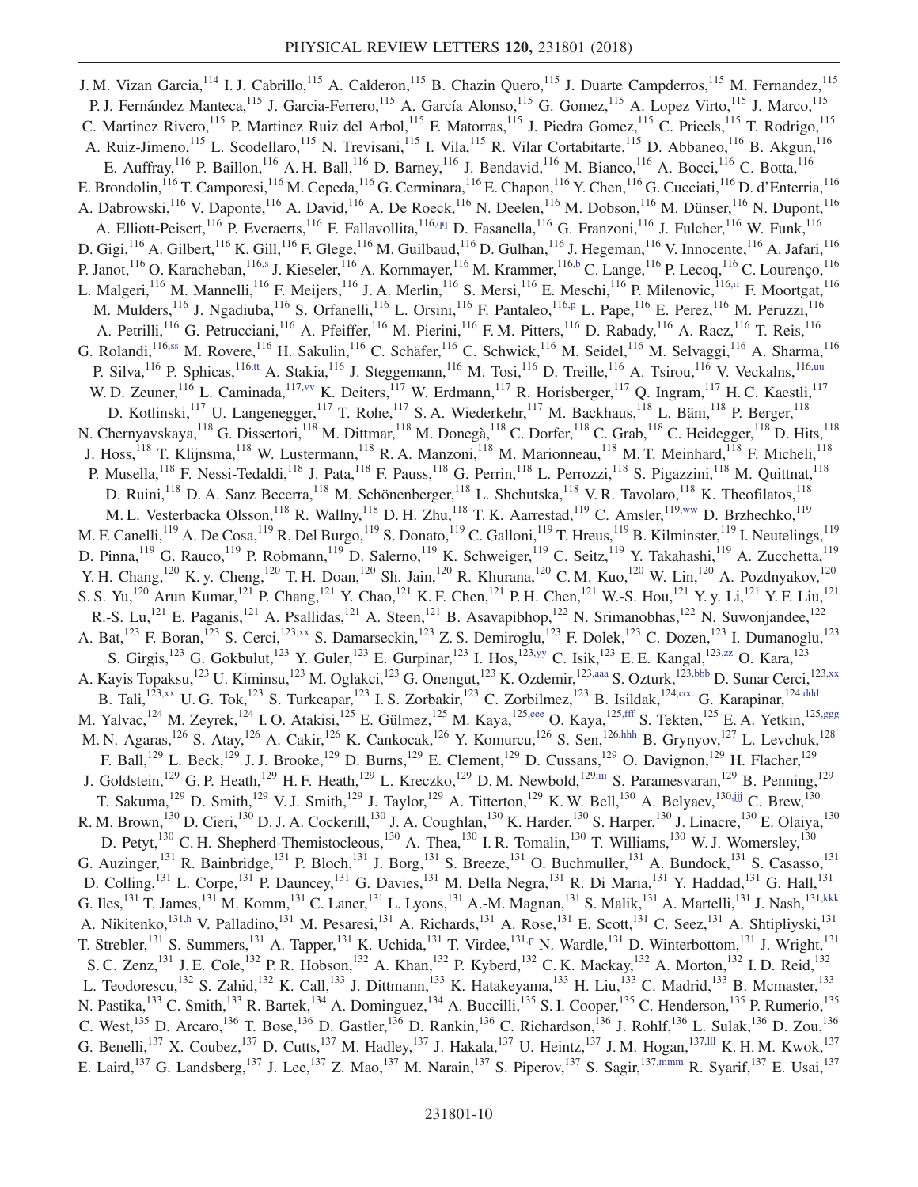J. M. Vizan Garcia,[114] I. J. Cabrillo,[115] A. Calderon,[115] B. Chazin Quero,[115] J. Duarte Campderros,[115] M. Fernandez,[115] P. J. Fernández Manteca,[115] J. Garcia-Ferrero,[115] A. García Alonso,[115] G. Gomez,[115] A. Lopez Virto,[115] J. Marco,[115] C. Martinez Rivero,[115] P. Martinez Ruiz del Arbol,[115] F. Matorras,[115] J. Piedra Gomez,[115] C. Prieels,[115] T. Rodrigo,[115] A. Ruiz-Jimeno,[115] L. Scodellaro,[115] N. Trevisani,[115] I. Vila,[115] R. Vilar Cortabitarte,[115] D. Abbaneo,[116] B. Akgun,[116] E. Auffray,[116] P. Baillon,[116] A. H. Ball,[116] D. Barney,[116] J. Bendavid,[116] M. Bianco,[116] A. Bocci,[116] C. Botta,[116] E. Brondolin,[116] T. Camporesi,[116] M. Cepeda,[116] G. Cerminara,[116] E. Chapon,[116] Y. Chen,[116] G. Cucciati,[116] D. d'Enterria,[116] A. Dabrowski,[116] V. Daponte,[116] A. David,[116] A. De Roeck,[116] N. Deelen,[116] M. Dobson,[116] M. Dünser,[116] N. Dupont,[116] A. Elliott-Peisert,[116] P. Everaerts,[116] F. Fallavollita,[116,qq] D. Fasanella,[116] G. Franzoni,[116] J. Fulcher,[116] W. Funk,[116] D. Gigi,[116] A. Gilbert,[116] K. Gill,[116] F. Glege,[116] M. Guilbaud,[116] D. Gulhan,[116] J. Hegeman,[116] V. Innocente,[116] A. Jafari,[116] P. Janot,[116] O. Karacheban,[116,s] J. Kieseler,[116] A. Kornmayer,[116] M. Krammer,[116,b] C. Lange,[116] P. Lecoq,[116] C. Lourenço,[116] L. Malgeri,[116] M. Mannelli,[116] F. Meijers,[116] J. A. Merlin,[116] S. Mersi,[116] E. Meschi,[116] P. Milenovic,[116,rr] F. Moortgat,[116] M. Mulders,[116] J. Ngadiuba,[116] S. Orfanelli,[116] L. Orsini,[116] F. Pantaleo,[116,p] L. Pape,[116] E. Perez,[116] M. Peruzzi,[116] A. Petrilli,[116] G. Petrucciani,[116] A. Pfeiffer,[116] M. Pierini,[116] F. M. Pitters,[116] D. Rabady,[116] A. Racz,[116] T. Reis,[116] G. Rolandi,[116,ss] M. Rovere,[116] H. Sakulin,[116] C. Schäfer,[116] C. Schwick,[116] M. Seidel,[116] M. Selvaggi,[116] A. Sharma,[116] P. Silva,[116] P. Sphicas,[116,tt] A. Stakia,[116] J. Steggemann,[116] M. Tosi,[116] D. Treille,[116] A. Tsirou,[116] V. Veckalns,[116,uu] W. D. Zeuner,[116] L. Caminada,[117,vv] K. Deiters,[117] W. Erdmann,[117] R. Horisberger,[117] Q. Ingram,[117] H. C. Kaestli,[117] D. Kotlinski,[117] U. Langenegger,[117] T. Rohe,[117] S. A. Wiederkehr,[117] M. Backhaus,[118] L. Bäni,[118] P. Berger,[118] N. Chernyavskaya,[118] G. Dissertori,[118] M. Dittmar,[118] M. Donegà,[118] C. Dorfer,[118] C. Grab,[118] C. Heidegger,[118] D. Hits,[118] J. Hoss,[118] T. Klijnsma,[118] W. Lustermann,[118] R. A. Manzoni,[118] M. Marionneau,[118] M. T. Meinhard,[118] F. Micheli,[118] P. Musella,[118] F. Nessi-Tedaldi,[118] J. Pata,[118] F. Pauss,[118] G. Perrin,[118] L. Perrozzi,[118] S. Pigazzini,[118] M. Quittnat,[118] D. Ruini,[118] D. A. Sanz Becerra,[118] M. Schönenberger,[118] L. Shchutska,[118] V. R. Tavolaro,[118] K. Theofilatos,[118] M. L. Vesterbacka Olsson,[118] R. Wallny,[118] D. H. Zhu,[118] T. K. Aarrestad,[119] C. Amsler,[119,ww] D. Brzhechko,[119] M. F. Canelli,[119] A. De Cosa,[119] R. Del Burgo,[119] S. Donato,[119] C. Galloni,[119] T. Hreus,[119] B. Kilminster,[119] I. Neutelings,[119] D. Pinna,[119] G. Rauco,[119] P. Robmann,[119] D. Salerno,[119] K. Schweiger,[119] C. Seitz,[119] Y. Takahashi,[119] A. Zucchetta,[119] Y. H. Chang,[120] K. y. Cheng,[120] T. H. Doan,[120] Sh. Jain,[120] R. Khurana,[120] C. M. Kuo,[120] W. Lin,[120] A. Pozdnyakov,[120] S. S. Yu,[120] Arun Kumar,[121] P. Chang,[121] Y. Chao,[121] K. F. Chen,[121] P. H. Chen,[121] W.-S. Hou,[121] Y. y. Li,[121] Y. F. Liu,[121] R.-S. Lu,[121] E. Paganis,[121] A. Psallidas,[121] A. Steen,[121] B. Asavapibhop,[122] N. Srimanobhas,[122] N. Suwonjandee,[122] A. Bat,[123] F. Boran,[123] S. Cerci,[123,xx] S. Damarseckin,[123] Z. S. Demiroglu,[123] F. Dolek,[123] C. Dozen,[123] I. Dumanoglu,[123] S. Girgis,[123] G. Gokbulut,[123] Y. Guler,[123] E. Gurpinar,[123] I. Hos,[123,yy] C. Isik,[123] E. E. Kangal,[123,zz] O. Kara,[123] A. Kayis Topaksu,[123] U. Kiminsu,[123] M. Oglakci,[123] G. Onengut,[123] K. Ozdemir,[123,aaa] S. Ozturk,[123,bbb] D. Sunar Cerci,[123,xx] B. Tali,[123,xx] U. G. Tok,[123] S. Turkcapar,[123] I. S. Zorbakir,[123] C. Zorbilmez,[123] B. Isildak,[124,ccc] G. Karapinar,[124,ddd] M. Yalvac,[124] M. Zeyrek,[124] I. O. Atakisi,[125] E. Gülmez,[125] M. Kaya,[125,eee] O. Kaya,[125,fff] S. Tekten,[125] E. A. Yetkin,[125,ggg] M. N. Agaras,[126] S. Atay,[126] A. Cakir,[126] K. Cankocak,[126] Y. Komurcu,[126] S. Sen,[126,hhh] B. Grynyov,[127] L. Levchuk,[128] F. Ball,[129] L. Beck,[129] J. J. Brooke,[129] D. Burns,[129] E. Clement,[129] D. Cussans,[129] O. Davignon,[129] H. Flacher,[129] J. Goldstein,[129] G. P. Heath,[129] H. F. Heath,[129] L. Kreczko,[129] D. M. Newbold,[129,iii] S. Paramesvaran,[129] B. Penning,[129] T. Sakuma,[129] D. Smith,[129] V. J. Smith,[129] J. Taylor,[129] A. Titterton,[129] K. W. Bell,[130] A. Belyaev,[130,jjj] C. Brew,[130] R. M. Brown,[130] D. Cieri,[130] D. J. A. Cockerill,[130] J. A. Coughlan,[130] K. Harder,[130] S. Harper,[130] J. Linacre,[130] E. Olaiya,[130] D. Petyt,[130] C. H. Shepherd-Themistocleous,[130] A. Thea,[130] I. R. Tomalin,[130] T. Williams,[130] W. J. Womersley,[130] G. Auzinger,[131] R. Bainbridge,[131] P. Bloch,[131] J. Borg,[131] S. Breeze,[131] O. Buchmuller,[131] A. Bundock,[131] S. Casasso,[131] D. Colling,[131] L. Corpe,[131] P. Dauncey,[131] G. Davies,[131] M. Della Negra,[131] R. Di Maria,[131] Y. Haddad,[131] G. Hall,[131] G. Iles,[131] T. James,[131] M. Komm,[131] C. Laner,[131] L. Lyons,[131] A.-M. Magnan,[131] S. Malik,[131] A. Martelli,[131] J. Nash,[131,kkk] A. Nikitenko,[131,h] V. Palladino,[131] M. Pesaresi,[131] A. Richards,[131] A. Rose,[131] E. Scott,[131] C. Seez,[131] A. Shtipliyski,[131] T. Strebler,[131] S. Summers,[131] A. Tapper,[131] K. Uchida,[131] T. Virdee,[131,p] N. Wardle,[131] D. Winterbottom,[131] J. Wright,[131] S. C. Zenz,[131] J. E. Cole,[132] P. R. Hobson,[132] A. Khan,[132] P. Kyberd,[132] C. K. Mackay,[132] A. Morton,[132] I. D. Reid,[132] L. Teodorescu,[132] S. Zahid,[132] K. Call,[133] J. Dittmann,[133] K. Hatakeyama,[133] H. Liu,[133] C. Madrid,[133] B. Mcmaster,[133] N. Pastika,[133] C. Smith,[133] R. Bartek,[134] A. Dominguez,[134] A. Buccilli,[135] S. I. Cooper,[135] C. Henderson,[135] P. Rumerio,[135] C. West,[135] D. Arcaro,[136] T. Bose,[136] D. Gastler,[136] D. Rankin,[136] C. Richardson,[136] J. Rohlf,[136] L. Sulak,[136] D. Zou,[136] G. Benelli,[137] X. Coubez,[137] D. Cutts,[137] M. Hadley,[137] J. Hakala,[137] U. Heintz,[137] J. M. Hogan,[137,lll] K. H. M. Kwok,[137] E. Laird,[137] G. Landsberg,[137] J. Lee,[137] Z. Mao,[137] M. Narain,[137] S. Piperov,[137] S. Sagir,[137,mmm] R. Syarif,[137] E. Usai,[137]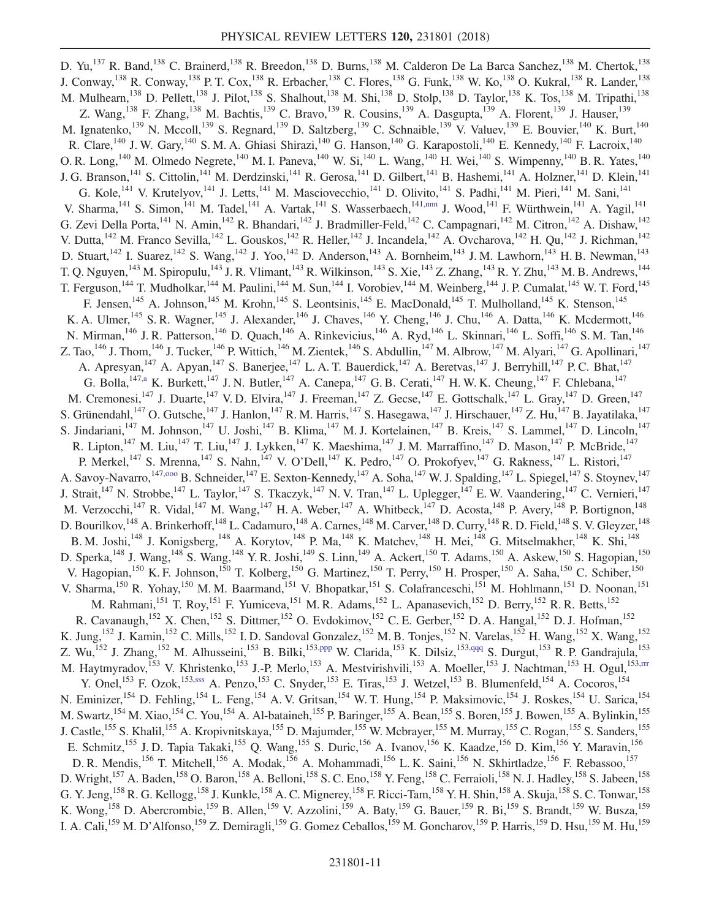D. Yu,[137] R. Band,[138] C. Brainerd,[138] R. Breedon,[138] D. Burns,[138] M. Calderon De La Barca Sanchez,[138] M. Chertok,[138] J. Conway,[138] R. Conway,[138] P. T. Cox,[138] R. Erbacher,[138] C. Flores,[138] G. Funk,[138] W. Ko,[138] O. Kukral,[138] R. Lander,[138] M. Mulhearn,[138] D. Pellett,[138] J. Pilot,[138] S. Shalhout,[138] M. Shi,[138] D. Stolp,[138] D. Taylor,[138] K. Tos,[138] M. Tripathi,[138] Z. Wang,[138] F. Zhang,[138] M. Bachtis,[139] C. Bravo,[139] R. Cousins,[139] A. Dasgupta,[139] A. Florent,[139] J. Hauser,[139] M. Ignatenko,[139] N. Mccoll,[139] S. Regnard,[139] D. Saltzberg,[139] C. Schnaible,[139] V. Valuev,[139] E. Bouvier,[140] K. Burt,[140] R. Clare,[140] J. W. Gary,[140] S. M. A. Ghiasi Shirazi,[140] G. Hanson,[140] G. Karapostoli,[140] E. Kennedy,[140] F. Lacroix,[140] O. R. Long,[140] M. Olmedo Negrete,[140] M. I. Paneva,[140] W. Si,[140] L. Wang,[140] H. Wei,[140] S. Wimpenny,[140] B. R. Yates,[140] J. G. Branson,[141] S. Cittolin,[141] M. Derdzinski,[141] R. Gerosa,[141] D. Gilbert,[141] B. Hashemi,[141] A. Holzner,[141] D. Klein,[141] G. Kole,[141] V. Krutelyov,[141] J. Letts,[141] M. Masciovecchio,[141] D. Olivito,[141] S. Padhi,[141] M. Pieri,[141] M. Sani,[141] V. Sharma,[141] S. Simon,[141] M. Tadel,[141] A. Vartak,[141] S. Wasserbaech,[141,nnn] J. Wood,[141] F. Würthwein,[141] A. Yagil,[141] G. Zevi Della Porta,[141] N. Amin,[142] R. Bhandari,[142] J. Bradmiller-Feld,[142] C. Campagnari,[142] M. Citron,[142] A. Dishaw,[142] V. Dutta,[142] M. Franco Sevilla,[142] L. Gouskos,[142] R. Heller,[142] J. Incandela,[142] A. Ovcharova,[142] H. Qu,[142] J. Richman,[142] D. Stuart,[142] I. Suarez,[142] S. Wang,[142] J. Yoo,[142] D. Anderson,[143] A. Bornheim,[143] J. M. Lawhorn,[143] H. B. Newman,[143] T. Q. Nguyen,[143] M. Spiropulu,[143] J. R. Vlimant,[143] R. Wilkinson,[143] S. Xie,[143] Z. Zhang,[143] R. Y. Zhu,[143] M. B. Andrews,[144] T. Ferguson,[144] T. Mudholkar,[144] M. Paulini,[144] M. Sun,[144] I. Vorobiev,[144] M. Weinberg,[144] J. P. Cumalat,[145] W. T. Ford,[145] F. Jensen,[145] A. Johnson,[145] M. Krohn,[145] S. Leontsinis,[145] E. MacDonald,[145] T. Mulholland,[145] K. Stenson,[145] K. A. Ulmer,[145] S. R. Wagner,[145] J. Alexander,[146] J. Chaves,[146] Y. Cheng,[146] J. Chu,[146] A. Datta,[146] K. Mcdermott,[146] N. Mirman,[146] J. R. Patterson,[146] D. Quach,[146] A. Rinkevicius,[146] A. Ryd,[146] L. Skinnari,[146] L. Soffi,[146] S. M. Tan,[146] Z. Tao,[146] J. Thom,[146] J. Tucker,[146] P. Wittich,[146] M. Zientek,[146] S. Abdullin,[147] M. Albrow,[147] M. Alyari,[147] G. Apollinari,[147] A. Apresyan,[147] A. Apyan,[147] S. Banerjee,[147] L. A. T. Bauerdick,[147] A. Beretvas,[147] J. Berryhill,[147] P. C. Bhat,[147] G. Bolla,[147,a] K. Burkett,[147] J. N. Butler,[147] A. Canepa,[147] G. B. Cerati,[147] H. W. K. Cheung,[147] F. Chlebana,[147] M. Cremonesi,[147] J. Duarte,[147] V. D. Elvira,[147] J. Freeman,[147] Z. Gecse,[147] E. Gottschalk,[147] L. Gray,[147] D. Green,[147] S. Grünendahl,[147] O. Gutsche,[147] J. Hanlon,[147] R. M. Harris,[147] S. Hasegawa,[147] J. Hirschauer,[147] Z. Hu,[147] B. Jayatilaka,[147] S. Jindariani,[147] M. Johnson,[147] U. Joshi,[147] B. Klima,[147] M. J. Kortelainen,[147] B. Kreis,[147] S. Lammel,[147] D. Lincoln,[147] R. Lipton,[147] M. Liu,[147] T. Liu,[147] J. Lykken,[147] K. Maeshima,[147] J. M. Marraffino,[147] D. Mason,[147] P. McBride,[147] P. Merkel,[147] S. Mrenna,[147] S. Nahn,[147] V. O'Dell,[147] K. Pedro,[147] O. Prokofyev,[147] G. Rakness,[147] L. Ristori,[147] A. Savoy-Navarro,[147,ooo] B. Schneider,[147] E. Sexton-Kennedy,[147] A. Soha,[147] W. J. Spalding,[147] L. Spiegel,[147] S. Stoynev,[147] J. Strait,[147] N. Strobbe,[147] L. Taylor,[147] S. Tkaczyk,[147] N. V. Tran,[147] L. Uplegger,[147] E. W. Vaandering,[147] C. Vernieri,[147] M. Verzocchi,[147] R. Vidal,[147] M. Wang,[147] H. A. Weber,[147] A. Whitbeck,[147] D. Acosta,[148] P. Avery,[148] P. Bortignon,[148] D. Bourilkov,[148] A. Brinkerhoff,[148] L. Cadamuro,[148] A. Carnes,[148] M. Carver,[148] D. Curry,[148] R. D. Field,[148] S. V. Gleyzer,[148] B. M. Joshi,[148] J. Konigsberg,[148] A. Korytov,[148] P. Ma,[148] K. Matchev,[148] H. Mei,[148] G. Mitselmakher,[148] K. Shi,[148] D. Sperka,[148] J. Wang,[148] S. Wang,[148] Y. R. Joshi,[149] S. Linn,[149] A. Ackert,[150] T. Adams,[150] A. Askew,[150] S. Hagopian,[150] V. Hagopian,[150] K. F. Johnson,[150] T. Kolberg,[150] G. Martinez,[150] T. Perry,[150] H. Prosper,[150] A. Saha,[150] C. Schiber,[150] V. Sharma,[150] R. Yohay,[150] M. M. Baarmand,[151] V. Bhopatkar,[151] S. Colafranceschi,[151] M. Hohlmann,[151] D. Noonan,[151] M. Rahmani,[151] T. Roy,[151] F. Yumiceva,[151] M. R. Adams,[152] L. Apanasevich,[152] D. Berry,[152] R. R. Betts,[152] R. Cavanaugh,[152] X. Chen,[152] S. Dittmer,[152] O. Evdokimov,[152] C. E. Gerber,[152] D. A. Hangal,[152] D. J. Hofman,[152] K. Jung,[152] J. Kamin,[152] C. Mills,[152] I. D. Sandoval Gonzalez,[152] M. B. Tonjes,[152] N. Varelas,[152] H. Wang,[152] X. Wang,[152] Z. Wu,[152] J. Zhang,[152] M. Alhusseini,[153] B. Bilki,[153,ppp] W. Clarida,[153] K. Dilsiz,[153,qqq] S. Durgut,[153] R. P. Gandrajula,[153] M. Haytmyradov,[153] V. Khristenko,[153] J.-P. Merlo,[153] A. Mestvirishvili,[153] A. Moeller,[153] J. Nachtman,[153] H. Ogul,[153,rrr] Y. Onel,[153] F. Ozok,[153,sss] A. Penzo,[153] C. Snyder,[153] E. Tiras,[153] J. Wetzel,[153] B. Blumenfeld,[154] A. Cocoros,[154] N. Eminizer,[154] D. Fehling,[154] L. Feng,[154] A. V. Gritsan,[154] W. T. Hung,[154] P. Maksimovic,[154] J. Roskes,[154] U. Sarica,[154] M. Swartz,[154] M. Xiao,[154] C. You,[154] A. Al-bataineh,[155] P. Baringer,[155] A. Bean,[155] S. Boren,[155] J. Bowen,[155] A. Bylinkin,[155] J. Castle,[155] S. Khalil,[155] A. Kropivnitskaya,[155] D. Majumder,[155] W. Mcbrayer,[155] M. Murray,[155] C. Rogan,[155] S. Sanders,[155] E. Schmitz,[155] J. D. Tapia Takaki,[155] Q. Wang,[155] S. Duric,[156] A. Ivanov,[156] K. Kaadze,[156] D. Kim,[156] Y. Maravin,[156] D. R. Mendis,[156] T. Mitchell,[156] A. Modak,[156] A. Mohammadi,[156] L. K. Saini,[156] N. Skhirtladze,[156] F. Rebassoo,[157] D. Wright,[157] A. Baden,[158] O. Baron,[158] A. Belloni,[158] S. C. Eno,[158] Y. Feng,[158] C. Ferraioli,[158] N. J. Hadley,[158] S. Jabeen,[158] G. Y. Jeng,[158] R. G. Kellogg,[158] J. Kunkle,[158] A. C. Mignerey,[158] F. Ricci-Tam,[158] Y. H. Shin,[158] A. Skuja,[158] S. C. Tonwar,[158] K. Wong,[158] D. Abercrombie,[159] B. Allen,[159] V. Azzolini,[159] A. Baty,[159] G. Bauer,[159] R. Bi,[159] S. Brandt,[159] W. Busza,[159] I. A. Cali,[159] M. D'Alfonso,[159] Z. Demiragli,[159] G. Gomez Ceballos,[159] M. Goncharov,[159] P. Harris,[159] D. Hsu,[159] M. Hu,[159]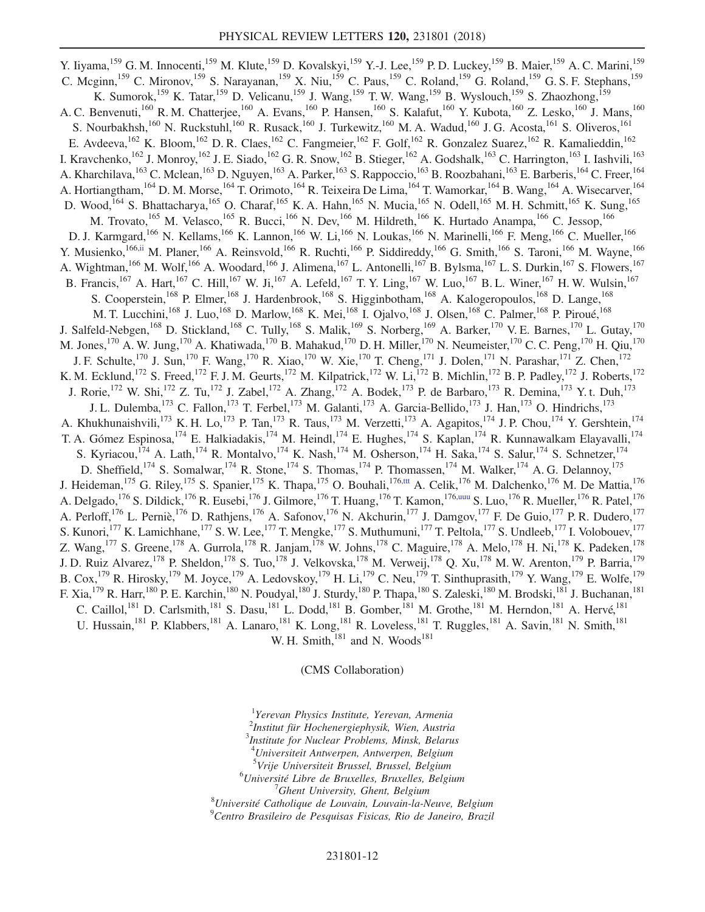Y. Iiyama,[159] G. M. Innocenti,[159] M. Klute,[159] D. Kovalskyi,[159] Y.-J. Lee,[159] P. D. Luckey,[159] B. Maier,[159] A. C. Marini,[159] C. Mcginn,[159] C. Mironov,[159] S. Narayanan,[159] X. Niu,[159] C. Paus,[159] C. Roland,[159] G. Roland,[159] G. S. F. Stephans,[159] K. Sumorok,[159] K. Tatar,[159] D. Velicanu,[159] J. Wang,[159] T. W. Wang,[159] B. Wyslouch,[159] S. Zhaozhong,[159] A. C. Benvenuti,[160] R. M. Chatterjee,[160] A. Evans,[160] P. Hansen,[160] S. Kalafut,[160] Y. Kubota,[160] Z. Lesko,[160] J. Mans,[160] S. Nourbakhsh,[160] N. Ruckstuhl,[160] R. Rusack,[160] J. Turkewitz,[160] M. A. Wadud,[160] J. G. Acosta,[161] S. Oliveros,[161] E. Avdeeva,[162] K. Bloom,[162] D. R. Claes,[162] C. Fangmeier,[162] F. Golf,[162] R. Gonzalez Suarez,[162] R. Kamalieddin,[162] I. Kravchenko,[162] J. Monroy,[162] J. E. Siado,[162] G. R. Snow,[162] B. Stieger,[162] A. Godshalk,[163] C. Harrington,[163] I. Iashvili,[163] A. Kharchilava,[163] C. Mclean,[163] D. Nguyen,[163] A. Parker,[163] S. Rappoccio,[163] B. Roozbahani,[163] E. Barberis,[164] C. Freer,[164] A. Hortiangtham,[164] D. M. Morse,[164] T. Orimoto,[164] R. Teixeira De Lima,[164] T. Wamorkar,[164] B. Wang,[164] A. Wisecarver,[164] D. Wood,[164] S. Bhattacharya,[165] O. Charaf,[165] K. A. Hahn,[165] N. Mucia,[165] N. Odell,[165] M. H. Schmitt,[165] K. Sung,[165] M. Trovato,[165] M. Velasco,[165] R. Bucci,[166] N. Dev,[166] M. Hildreth,[166] K. Hurtado Anampa,[166] C. Jessop,[166] D. J. Karmgard,[166] N. Kellams,[166] K. Lannon,[166] W. Li,[166] N. Loukas,[166] N. Marinelli,[166] F. Meng,[166] C. Mueller,[166] Y. Musienko,[166,ii] M. Planer,[166] A. Reinsvold,[166] R. Ruchti,[166] P. Siddireddy,[166] G. Smith,[166] S. Taroni,[166] M. Wayne,[166] A. Wightman,[166] M. Wolf,[166] A. Woodard,[166] J. Alimena,[167] L. Antonelli,[167] B. Bylsma,[167] L. S. Durkin,[167] S. Flowers,[167] B. Francis,[167] A. Hart,[167] C. Hill,[167] W. Ji,[167] A. Lefeld,[167] T. Y. Ling,[167] W. Luo,[167] B. L. Winer,[167] H. W. Wulsin,[167] S. Cooperstein,[168] P. Elmer,[168] J. Hardenbrook,[168] S. Higginbotham,[168] A. Kalogeropoulos,[168] D. Lange,[168] M. T. Lucchini,[168] J. Luo,[168] D. Marlow,[168] K. Mei,[168] I. Ojalvo,[168] J. Olsen,[168] C. Palmer,[168] P. Piroué,[168] J. Salfeld-Nebgen,[168] D. Stickland,[168] C. Tully,[168] S. Malik,[169] S. Norberg,[169] A. Barker,[170] V. E. Barnes,[170] L. Gutay,[170] M. Jones,[170] A. W. Jung,[170] A. Khatiwada,[170] B. Mahakud,[170] D. H. Miller,[170] N. Neumeister,[170] C. C. Peng,[170] H. Qiu,[170] J. F. Schulte,[170] J. Sun,[170] F. Wang,[170] R. Xiao,[170] W. Xie,[170] T. Cheng,[171] J. Dolen,[171] N. Parashar,[171] Z. Chen,[172] K. M. Ecklund,[172] S. Freed,[172] F. J. M. Geurts,[172] M. Kilpatrick,[172] W. Li,[172] B. Michlin,[172] B. P. Padley,[172] J. Roberts,[172] J. Rorie,[172] W. Shi,[172] Z. Tu,[172] J. Zabel,[172] A. Zhang,[172] A. Bodek,[173] P. de Barbaro,[173] R. Demina,[173] Y. t. Duh,[173] J. L. Dulemba,[173] C. Fallon,[173] T. Ferbel,[173] M. Galanti,[173] A. Garcia-Bellido,[173] J. Han,[173] O. Hindrichs,[173] A. Khukhunaishvili,[173] K. H. Lo,[173] P. Tan,[173] R. Taus,[173] M. Verzetti,[173] A. Agapitos,[174] J. P. Chou,[174] Y. Gershtein,[174] T. A. Gómez Espinosa,[174] E. Halkiadakis,[174] M. Heindl,[174] E. Hughes,[174] S. Kaplan,[174] R. Kunnawalkam Elayavalli,[174] S. Kyriacou,[174] A. Lath,[174] R. Montalvo,[174] K. Nash,[174] M. Osherson,[174] H. Saka,[174] S. Salur,[174] S. Schnetzer,[174] D. Sheffield,[174] S. Somalwar,[174] R. Stone,[174] S. Thomas,[174] P. Thomassen,[174] M. Walker,[174] A. G. Delannoy,[175] J. Heideman,[175] G. Riley,[175] S. Spanier,[175] K. Thapa,[175] O. Bouhali,[176,ttt] A. Celik,[176] M. Dalchenko,[176] M. De Mattia,[176] A. Delgado,[176] S. Dildick,[176] R. Eusebi,[176] J. Gilmore,[176] T. Huang,[176] T. Kamon,[176,uuu] S. Luo,[176] R. Mueller,[176] R. Patel,[176] A. Perloff,[176] L. Perniè,[176] D. Rathjens,[176] A. Safonov,[176] N. Akchurin,[177] J. Damgov,[177] F. De Guio,[177] P. R. Dudero,[177] S. Kunori,[177] K. Lamichhane,[177] S. W. Lee,[177] T. Mengke,[177] S. Muthumuni,[177] T. Peltola,[177] S. Undleeb,[177] I. Volobouev,[177] Z. Wang,[177] S. Greene,[178] A. Gurrola,[178] R. Janjam,[178] W. Johns,[178] C. Maguire,[178] A. Melo,[178] H. Ni,[178] K. Padeken,[178] J. D. Ruiz Alvarez,[178] P. Sheldon,[178] S. Tuo,[178] J. Velkovska,[178] M. Verweij,[178] Q. Xu,[178] M. W. Arenton,[179] P. Barria,[179] B. Cox,[179] R. Hirosky,[179] M. Joyce,[179] A. Ledovskoy,[179] H. Li,[179] C. Neu,[179] T. Sinthuprasith,[179] Y. Wang,[179] E. Wolfe,[179] F. Xia,[179] R. Harr,[180] P. E. Karchin,[180] N. Poudyal,[180] J. Sturdy,[180] P. Thapa,[180] S. Zaleski,[180] M. Brodski,[181] J. Buchanan,[181] C. Caillol,[181] D. Carlsmith,[181] S. Dasu,[181] L. Dodd,[181] B. Gomber,[181] M. Grothe,[181] M. Herndon,[181] A. Hervé,[181] U. Hussain,[181] P. Klabbers,[181] A. Lanaro,[181] K. Long,[181] R. Loveless,[181] T. Ruggles,[181] A. Savin,[181] N. Smith,[181] W. H. Smith,[181] and N. Woods[181]

(CMS Collaboration)

[1]*Yerevan Physics Institute, Yerevan, Armenia*
[2]*Institut für Hochenergiephysik, Wien, Austria*
[3]*Institute for Nuclear Problems, Minsk, Belarus*
[4]*Universiteit Antwerpen, Antwerpen, Belgium*
[5]*Vrije Universiteit Brussel, Brussel, Belgium*
[6]*Université Libre de Bruxelles, Bruxelles, Belgium*
[7]*Ghent University, Ghent, Belgium*
[8]*Université Catholique de Louvain, Louvain-la-Neuve, Belgium*
[9]*Centro Brasileiro de Pesquisas Fisicas, Rio de Janeiro, Brazil*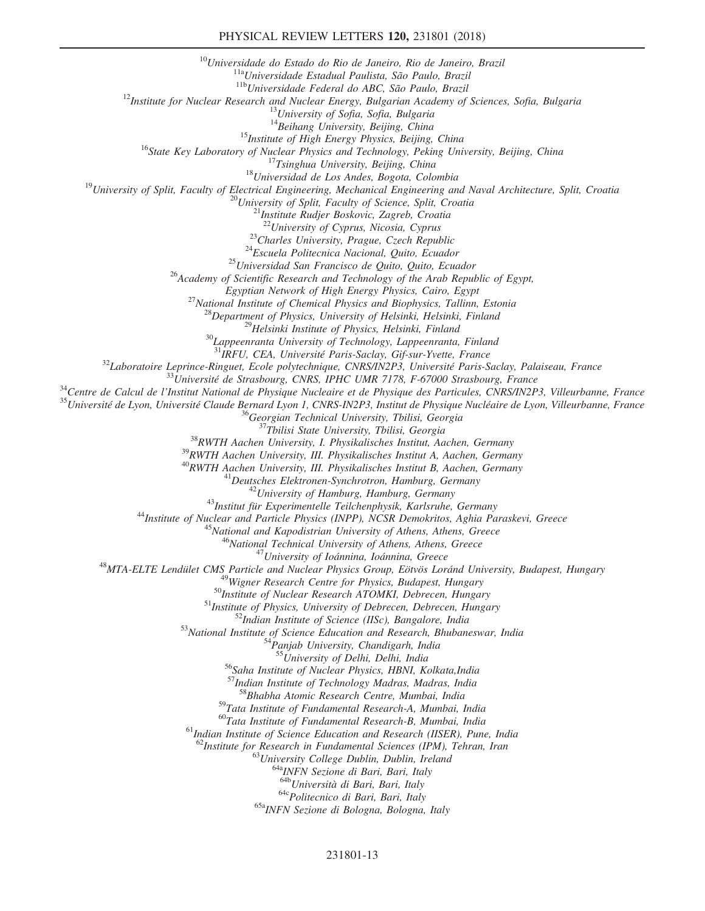[10]*Universidade do Estado do Rio de Janeiro, Rio de Janeiro, Brazil*
[11a]*Universidade Estadual Paulista, São Paulo, Brazil*
[11b]*Universidade Federal do ABC, São Paulo, Brazil*
[12]*Institute for Nuclear Research and Nuclear Energy, Bulgarian Academy of Sciences, Sofia, Bulgaria*
[13]*University of Sofia, Sofia, Bulgaria*
[14]*Beihang University, Beijing, China*
[15]*Institute of High Energy Physics, Beijing, China*
[16]*State Key Laboratory of Nuclear Physics and Technology, Peking University, Beijing, China*
[17]*Tsinghua University, Beijing, China*
[18]*Universidad de Los Andes, Bogota, Colombia*
[19]*University of Split, Faculty of Electrical Engineering, Mechanical Engineering and Naval Architecture, Split, Croatia*
[20]*University of Split, Faculty of Science, Split, Croatia*
[21]*Institute Rudjer Boskovic, Zagreb, Croatia*
[22]*University of Cyprus, Nicosia, Cyprus*
[23]*Charles University, Prague, Czech Republic*
[24]*Escuela Politecnica Nacional, Quito, Ecuador*
[25]*Universidad San Francisco de Quito, Quito, Ecuador*
[26]*Academy of Scientific Research and Technology of the Arab Republic of Egypt, Egyptian Network of High Energy Physics, Cairo, Egypt*
[27]*National Institute of Chemical Physics and Biophysics, Tallinn, Estonia*
[28]*Department of Physics, University of Helsinki, Helsinki, Finland*
[29]*Helsinki Institute of Physics, Helsinki, Finland*
[30]*Lappeenranta University of Technology, Lappeenranta, Finland*
[31]*IRFU, CEA, Université Paris-Saclay, Gif-sur-Yvette, France*
[32]*Laboratoire Leprince-Ringuet, Ecole polytechnique, CNRS/IN2P3, Université Paris-Saclay, Palaiseau, France*
[33]*Université de Strasbourg, CNRS, IPHC UMR 7178, F-67000 Strasbourg, France*
[34]*Centre de Calcul de l'Institut National de Physique Nucleaire et de Physique des Particules, CNRS/IN2P3, Villeurbanne, France*
[35]*Université de Lyon, Université Claude Bernard Lyon 1, CNRS-IN2P3, Institut de Physique Nucléaire de Lyon, Villeurbanne, France*
[36]*Georgian Technical University, Tbilisi, Georgia*
[37]*Tbilisi State University, Tbilisi, Georgia*
[38]*RWTH Aachen University, I. Physikalisches Institut, Aachen, Germany*
[39]*RWTH Aachen University, III. Physikalisches Institut A, Aachen, Germany*
[40]*RWTH Aachen University, III. Physikalisches Institut B, Aachen, Germany*
[41]*Deutsches Elektronen-Synchrotron, Hamburg, Germany*
[42]*University of Hamburg, Hamburg, Germany*
[43]*Institut für Experimentelle Teilchenphysik, Karlsruhe, Germany*
[44]*Institute of Nuclear and Particle Physics (INPP), NCSR Demokritos, Aghia Paraskevi, Greece*
[45]*National and Kapodistrian University of Athens, Athens, Greece*
[46]*National Technical University of Athens, Athens, Greece*
[47]*University of Ioánnina, Ioánnina, Greece*
[48]*MTA-ELTE Lendület CMS Particle and Nuclear Physics Group, Eötvös Loránd University, Budapest, Hungary*
[49]*Wigner Research Centre for Physics, Budapest, Hungary*
[50]*Institute of Nuclear Research ATOMKI, Debrecen, Hungary*
[51]*Institute of Physics, University of Debrecen, Debrecen, Hungary*
[52]*Indian Institute of Science (IISc), Bangalore, India*
[53]*National Institute of Science Education and Research, Bhubaneswar, India*
[54]*Panjab University, Chandigarh, India*
[55]*University of Delhi, Delhi, India*
[56]*Saha Institute of Nuclear Physics, HBNI, Kolkata,India*
[57]*Indian Institute of Technology Madras, Madras, India*
[58]*Bhabha Atomic Research Centre, Mumbai, India*
[59]*Tata Institute of Fundamental Research-A, Mumbai, India*
[60]*Tata Institute of Fundamental Research-B, Mumbai, India*
[61]*Indian Institute of Science Education and Research (IISER), Pune, India*
[62]*Institute for Research in Fundamental Sciences (IPM), Tehran, Iran*
[63]*University College Dublin, Dublin, Ireland*
[64a]*INFN Sezione di Bari, Bari, Italy*
[64b]*Università di Bari, Bari, Italy*
[64c]*Politecnico di Bari, Bari, Italy*
[65a]*INFN Sezione di Bologna, Bologna, Italy*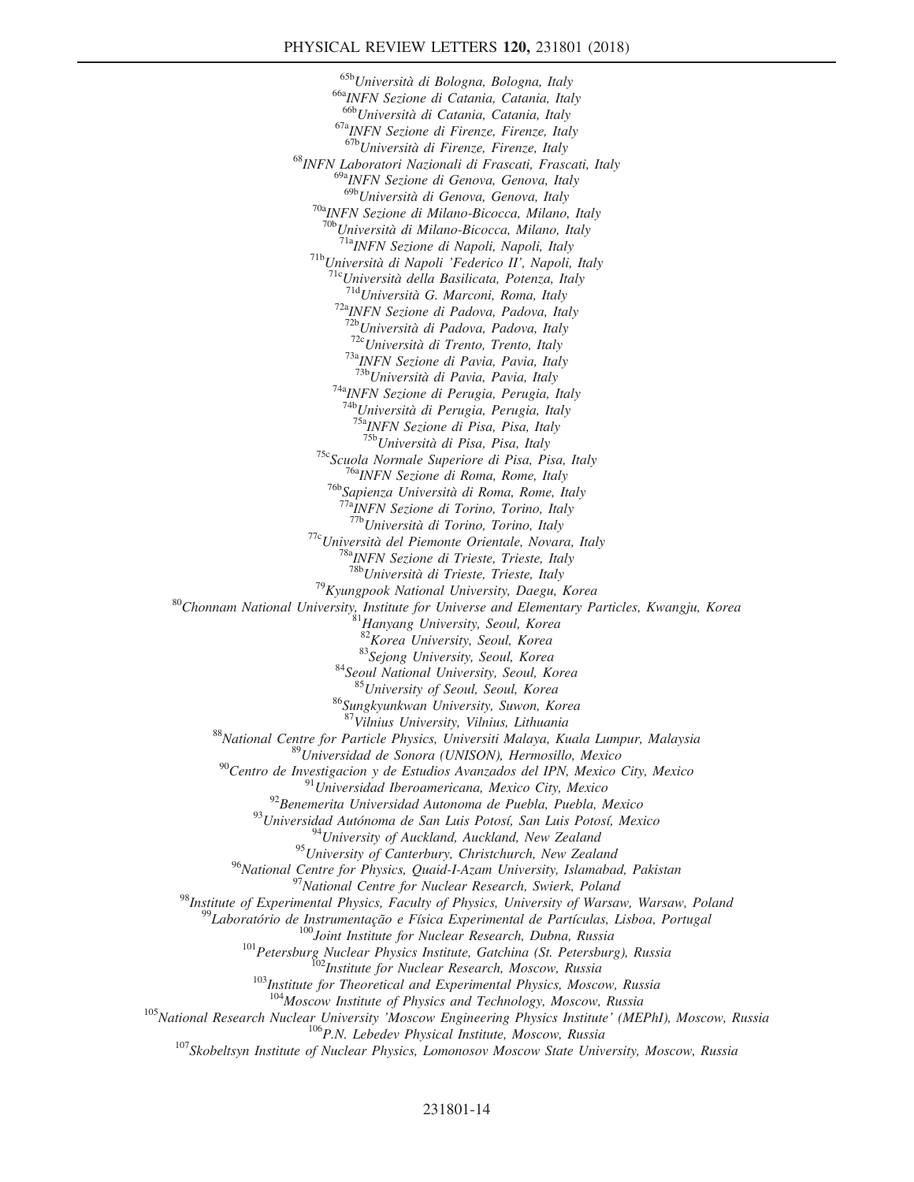[65b]Università di Bologna, Bologna, Italy
[66a]INFN Sezione di Catania, Catania, Italy
[66b]Università di Catania, Catania, Italy
[67a]INFN Sezione di Firenze, Firenze, Italy
[67b]Università di Firenze, Firenze, Italy
[68]INFN Laboratori Nazionali di Frascati, Frascati, Italy
[69a]INFN Sezione di Genova, Genova, Italy
[69b]Università di Genova, Genova, Italy
[70a]INFN Sezione di Milano-Bicocca, Milano, Italy
[70b]Università di Milano-Bicocca, Milano, Italy
[71a]INFN Sezione di Napoli, Napoli, Italy
[71b]Università di Napoli 'Federico II', Napoli, Italy
[71c]Università della Basilicata, Potenza, Italy
[71d]Università G. Marconi, Roma, Italy
[72a]INFN Sezione di Padova, Padova, Italy
[72b]Università di Padova, Padova, Italy
[72c]Università di Trento, Trento, Italy
[73a]INFN Sezione di Pavia, Pavia, Italy
[73b]Università di Pavia, Pavia, Italy
[74a]INFN Sezione di Perugia, Perugia, Italy
[74b]Università di Perugia, Perugia, Italy
[75a]INFN Sezione di Pisa, Pisa, Italy
[75b]Università di Pisa, Pisa, Italy
[75c]Scuola Normale Superiore di Pisa, Pisa, Italy
[76a]INFN Sezione di Roma, Rome, Italy
[76b]Sapienza Università di Roma, Rome, Italy
[77a]INFN Sezione di Torino, Torino, Italy
[77b]Università di Torino, Torino, Italy
[77c]Università del Piemonte Orientale, Novara, Italy
[78a]INFN Sezione di Trieste, Trieste, Italy
[78b]Università di Trieste, Trieste, Italy
[79]Kyungpook National University, Daegu, Korea
[80]Chonnam National University, Institute for Universe and Elementary Particles, Kwangju, Korea
[81]Hanyang University, Seoul, Korea
[82]Korea University, Seoul, Korea
[83]Sejong University, Seoul, Korea
[84]Seoul National University, Seoul, Korea
[85]University of Seoul, Seoul, Korea
[86]Sungkyunkwan University, Suwon, Korea
[87]Vilnius University, Vilnius, Lithuania
[88]National Centre for Particle Physics, Universiti Malaya, Kuala Lumpur, Malaysia
[89]Universidad de Sonora (UNISON), Hermosillo, Mexico
[90]Centro de Investigacion y de Estudios Avanzados del IPN, Mexico City, Mexico
[91]Universidad Iberoamericana, Mexico City, Mexico
[92]Benemerita Universidad Autonoma de Puebla, Puebla, Mexico
[93]Universidad Autónoma de San Luis Potosí, San Luis Potosí, Mexico
[94]University of Auckland, Auckland, New Zealand
[95]University of Canterbury, Christchurch, New Zealand
[96]National Centre for Physics, Quaid-I-Azam University, Islamabad, Pakistan
[97]National Centre for Nuclear Research, Swierk, Poland
[98]Institute of Experimental Physics, Faculty of Physics, University of Warsaw, Warsaw, Poland
[99]Laboratório de Instrumentação e Física Experimental de Partículas, Lisboa, Portugal
[100]Joint Institute for Nuclear Research, Dubna, Russia
[101]Petersburg Nuclear Physics Institute, Gatchina (St. Petersburg), Russia
[102]Institute for Nuclear Research, Moscow, Russia
[103]Institute for Theoretical and Experimental Physics, Moscow, Russia
[104]Moscow Institute of Physics and Technology, Moscow, Russia
[105]National Research Nuclear University 'Moscow Engineering Physics Institute' (MEPhI), Moscow, Russia
[106]P.N. Lebedev Physical Institute, Moscow, Russia
[107]Skobeltsyn Institute of Nuclear Physics, Lomonosov Moscow State University, Moscow, Russia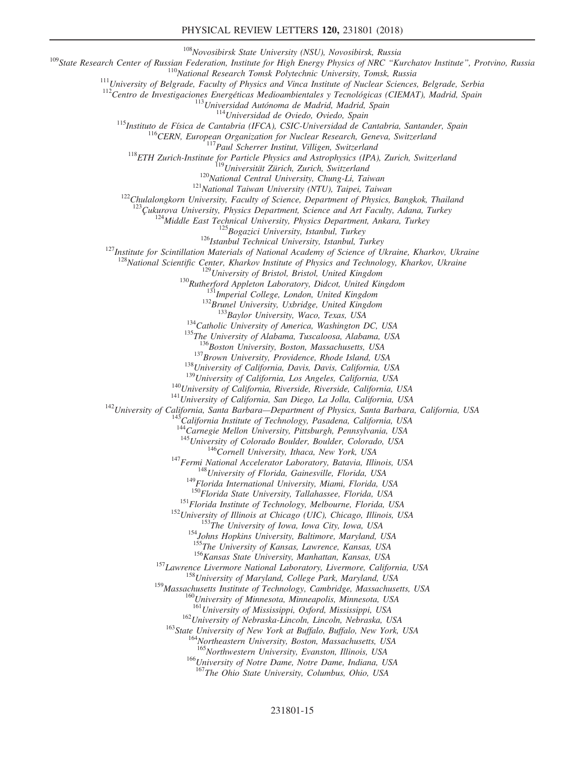[108]*Novosibirsk State University (NSU), Novosibirsk, Russia*

[109]*State Research Center of Russian Federation, Institute for High Energy Physics of NRC "Kurchatov Institute", Protvino, Russia*

[110]*National Research Tomsk Polytechnic University, Tomsk, Russia*

[111]*University of Belgrade, Faculty of Physics and Vinca Institute of Nuclear Sciences, Belgrade, Serbia*

[112]*Centro de Investigaciones Energéticas Medioambientales y Tecnológicas (CIEMAT), Madrid, Spain*

[113]*Universidad Autónoma de Madrid, Madrid, Spain*

[114]*Universidad de Oviedo, Oviedo, Spain*

[115]*Instituto de Física de Cantabria (IFCA), CSIC-Universidad de Cantabria, Santander, Spain*

[116]*CERN, European Organization for Nuclear Research, Geneva, Switzerland*

[117]*Paul Scherrer Institut, Villigen, Switzerland*

[118]*ETH Zurich-Institute for Particle Physics and Astrophysics (IPA), Zurich, Switzerland*

[119]*Universität Zürich, Zurich, Switzerland*

[120]*National Central University, Chung-Li, Taiwan*

[121]*National Taiwan University (NTU), Taipei, Taiwan*

[122]*Chulalongkorn University, Faculty of Science, Department of Physics, Bangkok, Thailand*

[123]*Çukurova University, Physics Department, Science and Art Faculty, Adana, Turkey*

[124]*Middle East Technical University, Physics Department, Ankara, Turkey*

[125]*Bogazici University, Istanbul, Turkey*

[126]*Istanbul Technical University, Istanbul, Turkey*

[127]*Institute for Scintillation Materials of National Academy of Science of Ukraine, Kharkov, Ukraine*

[128]*National Scientific Center, Kharkov Institute of Physics and Technology, Kharkov, Ukraine*

[129]*University of Bristol, Bristol, United Kingdom*

[130]*Rutherford Appleton Laboratory, Didcot, United Kingdom*

[131]*Imperial College, London, United Kingdom*

[132]*Brunel University, Uxbridge, United Kingdom*

[133]*Baylor University, Waco, Texas, USA*

[134]*Catholic University of America, Washington DC, USA*

[135]*The University of Alabama, Tuscaloosa, Alabama, USA*

[136]*Boston University, Boston, Massachusetts, USA*

[137]*Brown University, Providence, Rhode Island, USA*

[138]*University of California, Davis, Davis, California, USA*

[139]*University of California, Los Angeles, California, USA*

[140]*University of California, Riverside, Riverside, California, USA*

[141]*University of California, San Diego, La Jolla, California, USA*

[142]*University of California, Santa Barbara—Department of Physics, Santa Barbara, California, USA*

[143]*California Institute of Technology, Pasadena, California, USA*

[144]*Carnegie Mellon University, Pittsburgh, Pennsylvania, USA*

[145]*University of Colorado Boulder, Boulder, Colorado, USA*

[146]*Cornell University, Ithaca, New York, USA*

[147]*Fermi National Accelerator Laboratory, Batavia, Illinois, USA*

[148]*University of Florida, Gainesville, Florida, USA*

[149]*Florida International University, Miami, Florida, USA*

[150]*Florida State University, Tallahassee, Florida, USA*

[151]*Florida Institute of Technology, Melbourne, Florida, USA*

[152]*University of Illinois at Chicago (UIC), Chicago, Illinois, USA*

[153]*The University of Iowa, Iowa City, Iowa, USA*

[154]*Johns Hopkins University, Baltimore, Maryland, USA*

[155]*The University of Kansas, Lawrence, Kansas, USA*

[156]*Kansas State University, Manhattan, Kansas, USA*

[157]*Lawrence Livermore National Laboratory, Livermore, California, USA*

[158]*University of Maryland, College Park, Maryland, USA*

[159]*Massachusetts Institute of Technology, Cambridge, Massachusetts, USA*

[160]*University of Minnesota, Minneapolis, Minnesota, USA*

[161]*University of Mississippi, Oxford, Mississippi, USA*

[162]*University of Nebraska-Lincoln, Lincoln, Nebraska, USA*

[163]*State University of New York at Buffalo, Buffalo, New York, USA*

[164]*Northeastern University, Boston, Massachusetts, USA*

[165]*Northwestern University, Evanston, Illinois, USA*

[166]*University of Notre Dame, Notre Dame, Indiana, USA*

[167]*The Ohio State University, Columbus, Ohio, USA*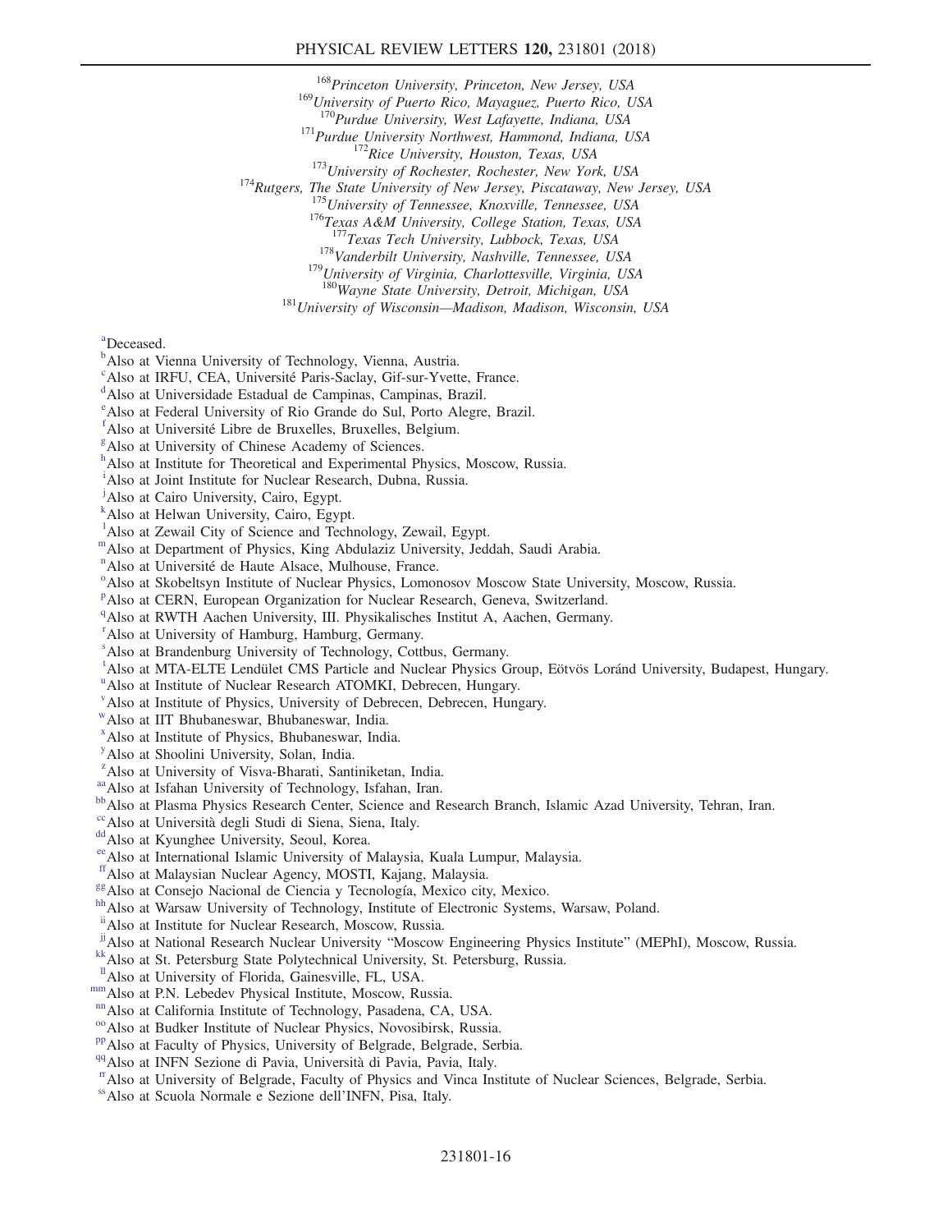[168]Princeton University, Princeton, New Jersey, USA
[169]University of Puerto Rico, Mayaguez, Puerto Rico, USA
[170]Purdue University, West Lafayette, Indiana, USA
[171]Purdue University Northwest, Hammond, Indiana, USA
[172]Rice University, Houston, Texas, USA
[173]University of Rochester, Rochester, New York, USA
[174]Rutgers, The State University of New Jersey, Piscataway, New Jersey, USA
[175]University of Tennessee, Knoxville, Tennessee, USA
[176]Texas A&M University, College Station, Texas, USA
[177]Texas Tech University, Lubbock, Texas, USA
[178]Vanderbilt University, Nashville, Tennessee, USA
[179]University of Virginia, Charlottesville, Virginia, USA
[180]Wayne State University, Detroit, Michigan, USA
[181]University of Wisconsin—Madison, Madison, Wisconsin, USA

[a]Deceased.
[b]Also at Vienna University of Technology, Vienna, Austria.
[c]Also at IRFU, CEA, Université Paris-Saclay, Gif-sur-Yvette, France.
[d]Also at Universidade Estadual de Campinas, Campinas, Brazil.
[e]Also at Federal University of Rio Grande do Sul, Porto Alegre, Brazil.
[f]Also at Université Libre de Bruxelles, Bruxelles, Belgium.
[g]Also at University of Chinese Academy of Sciences.
[h]Also at Institute for Theoretical and Experimental Physics, Moscow, Russia.
[i]Also at Joint Institute for Nuclear Research, Dubna, Russia.
[j]Also at Cairo University, Cairo, Egypt.
[k]Also at Helwan University, Cairo, Egypt.
[l]Also at Zewail City of Science and Technology, Zewail, Egypt.
[m]Also at Department of Physics, King Abdulaziz University, Jeddah, Saudi Arabia.
[n]Also at Université de Haute Alsace, Mulhouse, France.
[o]Also at Skobeltsyn Institute of Nuclear Physics, Lomonosov Moscow State University, Moscow, Russia.
[p]Also at CERN, European Organization for Nuclear Research, Geneva, Switzerland.
[q]Also at RWTH Aachen University, III. Physikalisches Institut A, Aachen, Germany.
[r]Also at University of Hamburg, Hamburg, Germany.
[s]Also at Brandenburg University of Technology, Cottbus, Germany.
[t]Also at MTA-ELTE Lendület CMS Particle and Nuclear Physics Group, Eötvös Loránd University, Budapest, Hungary.
[u]Also at Institute of Nuclear Research ATOMKI, Debrecen, Hungary.
[v]Also at Institute of Physics, University of Debrecen, Debrecen, Hungary.
[w]Also at IIT Bhubaneswar, Bhubaneswar, India.
[x]Also at Institute of Physics, Bhubaneswar, India.
[y]Also at Shoolini University, Solan, India.
[z]Also at University of Visva-Bharati, Santiniketan, India.
[aa]Also at Isfahan University of Technology, Isfahan, Iran.
[bb]Also at Plasma Physics Research Center, Science and Research Branch, Islamic Azad University, Tehran, Iran.
[cc]Also at Università degli Studi di Siena, Siena, Italy.
[dd]Also at Kyunghee University, Seoul, Korea.
[ee]Also at International Islamic University of Malaysia, Kuala Lumpur, Malaysia.
[ff]Also at Malaysian Nuclear Agency, MOSTI, Kajang, Malaysia.
[gg]Also at Consejo Nacional de Ciencia y Tecnología, Mexico city, Mexico.
[hh]Also at Warsaw University of Technology, Institute of Electronic Systems, Warsaw, Poland.
[ii]Also at Institute for Nuclear Research, Moscow, Russia.
[jj]Also at National Research Nuclear University "Moscow Engineering Physics Institute" (MEPhI), Moscow, Russia.
[kk]Also at St. Petersburg State Polytechnical University, St. Petersburg, Russia.
[ll]Also at University of Florida, Gainesville, FL, USA.
[mm]Also at P.N. Lebedev Physical Institute, Moscow, Russia.
[nn]Also at California Institute of Technology, Pasadena, CA, USA.
[oo]Also at Budker Institute of Nuclear Physics, Novosibirsk, Russia.
[pp]Also at Faculty of Physics, University of Belgrade, Belgrade, Serbia.
[qq]Also at INFN Sezione di Pavia, Università di Pavia, Pavia, Italy.
[rr]Also at University of Belgrade, Faculty of Physics and Vinca Institute of Nuclear Sciences, Belgrade, Serbia.
[ss]Also at Scuola Normale e Sezione dell'INFN, Pisa, Italy.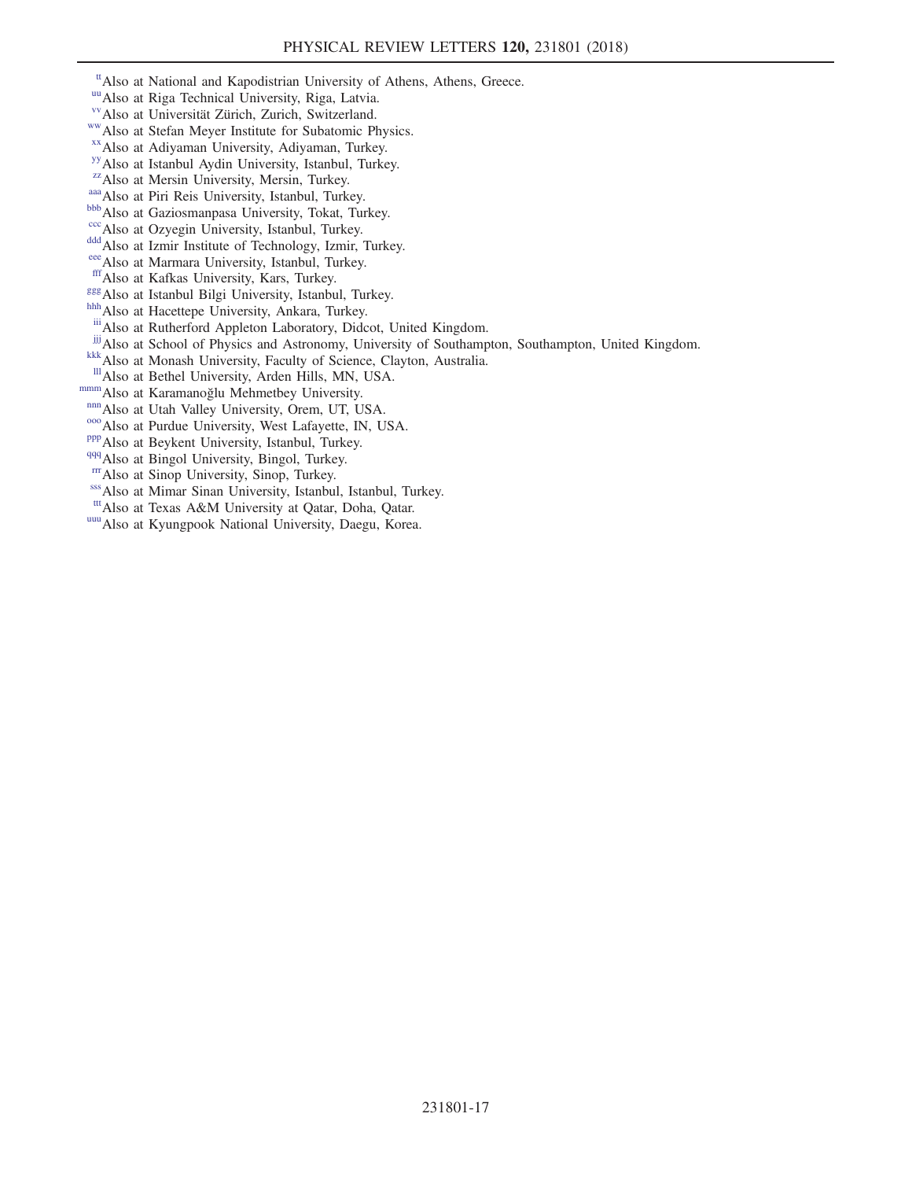[tt]Also at National and Kapodistrian University of Athens, Athens, Greece.
[uu]Also at Riga Technical University, Riga, Latvia.
[vv]Also at Universität Zürich, Zurich, Switzerland.
[ww]Also at Stefan Meyer Institute for Subatomic Physics.
[xx]Also at Adiyaman University, Adiyaman, Turkey.
[yy]Also at Istanbul Aydin University, Istanbul, Turkey.
[zz]Also at Mersin University, Mersin, Turkey.
[aaa]Also at Piri Reis University, Istanbul, Turkey.
[bbb]Also at Gaziosmanpasa University, Tokat, Turkey.
[ccc]Also at Ozyegin University, Istanbul, Turkey.
[ddd]Also at Izmir Institute of Technology, Izmir, Turkey.
[eee]Also at Marmara University, Istanbul, Turkey.
[fff]Also at Kafkas University, Kars, Turkey.
[ggg]Also at Istanbul Bilgi University, Istanbul, Turkey.
[hhh]Also at Hacettepe University, Ankara, Turkey.
[iii]Also at Rutherford Appleton Laboratory, Didcot, United Kingdom.
[jjj]Also at School of Physics and Astronomy, University of Southampton, Southampton, United Kingdom.
[kkk]Also at Monash University, Faculty of Science, Clayton, Australia.
[lll]Also at Bethel University, Arden Hills, MN, USA.
[mmm]Also at Karamanoğlu Mehmetbey University.
[nnn]Also at Utah Valley University, Orem, UT, USA.
[ooo]Also at Purdue University, West Lafayette, IN, USA.
[ppp]Also at Beykent University, Istanbul, Turkey.
[qqq]Also at Bingol University, Bingol, Turkey.
[rrr]Also at Sinop University, Sinop, Turkey.
[sss]Also at Mimar Sinan University, Istanbul, Istanbul, Turkey.
[ttt]Also at Texas A&M University at Qatar, Doha, Qatar.
[uuu]Also at Kyungpook National University, Daegu, Korea.